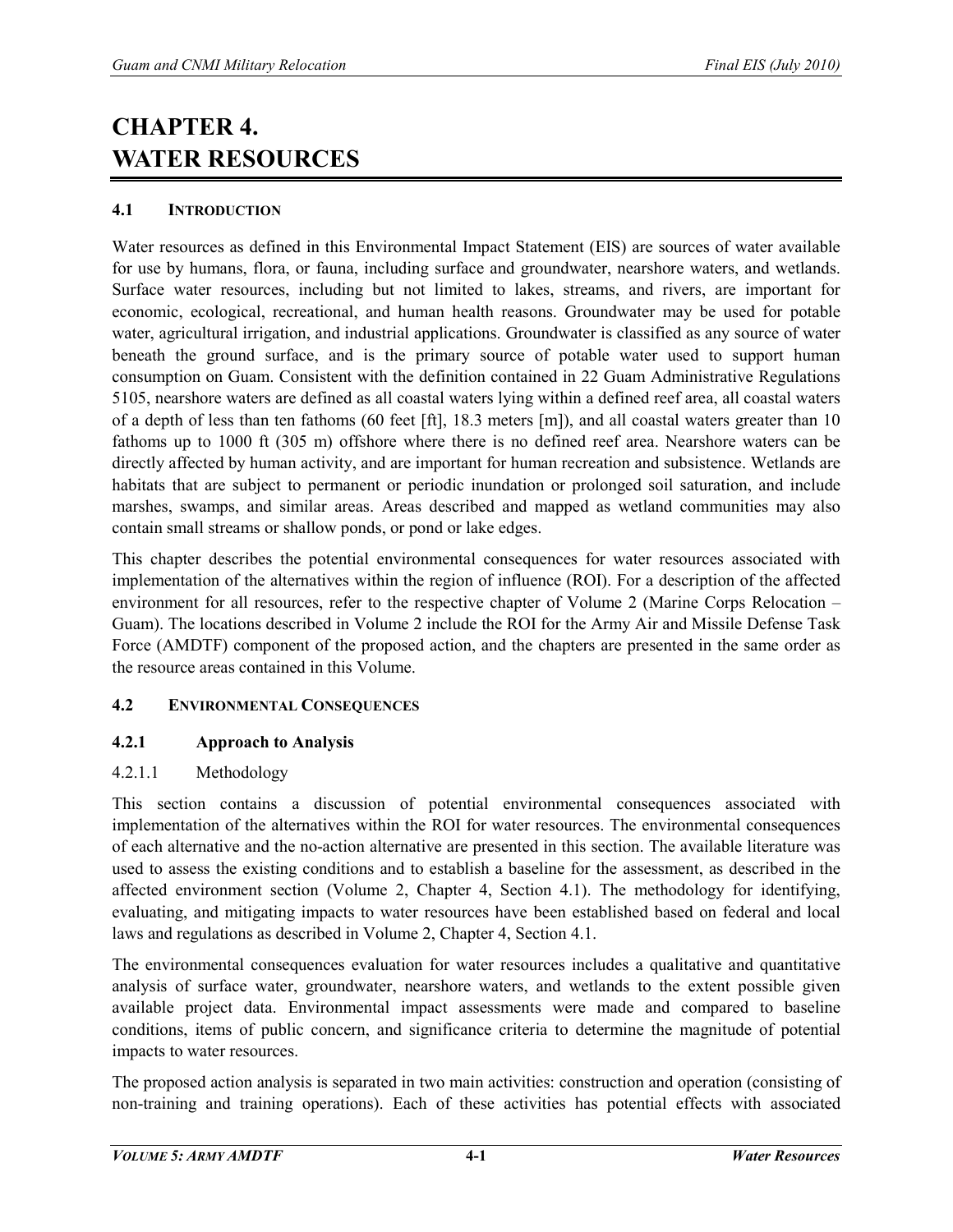# CHAPTER 4.
# WATER RESOURCES

## 4.1 INTRODUCTION

Water resources as defined in this Environmental Impact Statement (EIS) are sources of water available for use by humans, flora, or fauna, including surface and groundwater, nearshore waters, and wetlands. Surface water resources, including but not limited to lakes, streams, and rivers, are important for economic, ecological, recreational, and human health reasons. Groundwater may be used for potable water, agricultural irrigation, and industrial applications. Groundwater is classified as any source of water beneath the ground surface, and is the primary source of potable water used to support human consumption on Guam. Consistent with the definition contained in 22 Guam Administrative Regulations 5105, nearshore waters are defined as all coastal waters lying within a defined reef area, all coastal waters of a depth of less than ten fathoms (60 feet [ft], 18.3 meters [m]), and all coastal waters greater than 10 fathoms up to 1000 ft (305 m) offshore where there is no defined reef area. Nearshore waters can be directly affected by human activity, and are important for human recreation and subsistence. Wetlands are habitats that are subject to permanent or periodic inundation or prolonged soil saturation, and include marshes, swamps, and similar areas. Areas described and mapped as wetland communities may also contain small streams or shallow ponds, or pond or lake edges.

This chapter describes the potential environmental consequences for water resources associated with implementation of the alternatives within the region of influence (ROI). For a description of the affected environment for all resources, refer to the respective chapter of Volume 2 (Marine Corps Relocation – Guam). The locations described in Volume 2 include the ROI for the Army Air and Missile Defense Task Force (AMDTF) component of the proposed action, and the chapters are presented in the same order as the resource areas contained in this Volume.

## 4.2 ENVIRONMENTAL CONSEQUENCES

### 4.2.1 Approach to Analysis

#### 4.2.1.1 Methodology

This section contains a discussion of potential environmental consequences associated with implementation of the alternatives within the ROI for water resources. The environmental consequences of each alternative and the no-action alternative are presented in this section. The available literature was used to assess the existing conditions and to establish a baseline for the assessment, as described in the affected environment section (Volume 2, Chapter 4, Section 4.1). The methodology for identifying, evaluating, and mitigating impacts to water resources have been established based on federal and local laws and regulations as described in Volume 2, Chapter 4, Section 4.1.

The environmental consequences evaluation for water resources includes a qualitative and quantitative analysis of surface water, groundwater, nearshore waters, and wetlands to the extent possible given available project data. Environmental impact assessments were made and compared to baseline conditions, items of public concern, and significance criteria to determine the magnitude of potential impacts to water resources.

The proposed action analysis is separated in two main activities: construction and operation (consisting of non-training and training operations). Each of these activities has potential effects with associated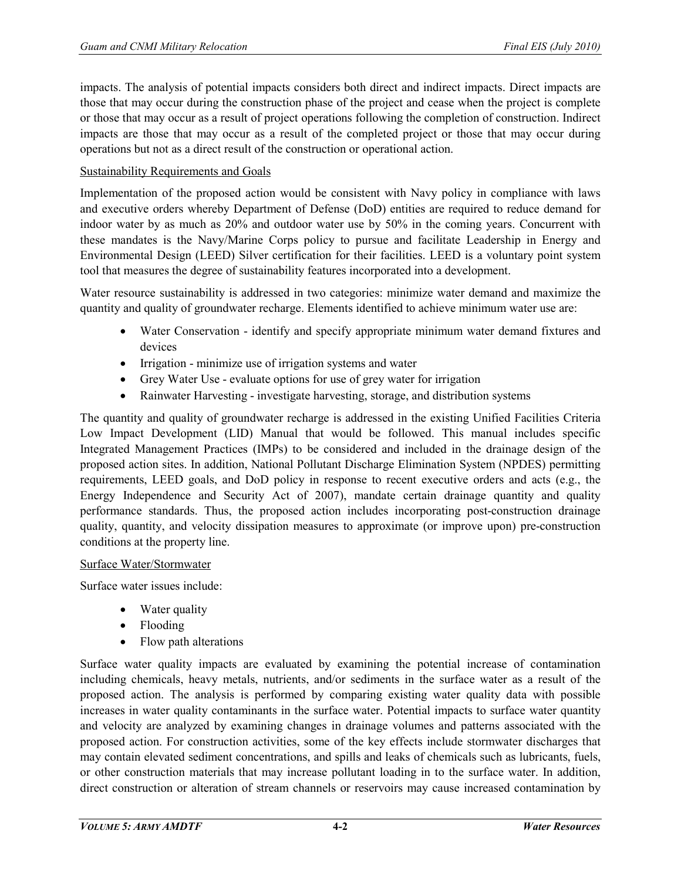impacts. The analysis of potential impacts considers both direct and indirect impacts. Direct impacts are those that may occur during the construction phase of the project and cease when the project is complete or those that may occur as a result of project operations following the completion of construction. Indirect impacts are those that may occur as a result of the completed project or those that may occur during operations but not as a direct result of the construction or operational action.

Sustainability Requirements and Goals

Implementation of the proposed action would be consistent with Navy policy in compliance with laws and executive orders whereby Department of Defense (DoD) entities are required to reduce demand for indoor water by as much as 20% and outdoor water use by 50% in the coming years. Concurrent with these mandates is the Navy/Marine Corps policy to pursue and facilitate Leadership in Energy and Environmental Design (LEED) Silver certification for their facilities. LEED is a voluntary point system tool that measures the degree of sustainability features incorporated into a development.

Water resource sustainability is addressed in two categories: minimize water demand and maximize the quantity and quality of groundwater recharge. Elements identified to achieve minimum water use are:

- Water Conservation - identify and specify appropriate minimum water demand fixtures and devices
- Irrigation - minimize use of irrigation systems and water
- Grey Water Use - evaluate options for use of grey water for irrigation
- Rainwater Harvesting - investigate harvesting, storage, and distribution systems

The quantity and quality of groundwater recharge is addressed in the existing Unified Facilities Criteria Low Impact Development (LID) Manual that would be followed. This manual includes specific Integrated Management Practices (IMPs) to be considered and included in the drainage design of the proposed action sites. In addition, National Pollutant Discharge Elimination System (NPDES) permitting requirements, LEED goals, and DoD policy in response to recent executive orders and acts (e.g., the Energy Independence and Security Act of 2007), mandate certain drainage quantity and quality performance standards. Thus, the proposed action includes incorporating post-construction drainage quality, quantity, and velocity dissipation measures to approximate (or improve upon) pre-construction conditions at the property line.

Surface Water/Stormwater

Surface water issues include:

- Water quality
- Flooding
- Flow path alterations

Surface water quality impacts are evaluated by examining the potential increase of contamination including chemicals, heavy metals, nutrients, and/or sediments in the surface water as a result of the proposed action. The analysis is performed by comparing existing water quality data with possible increases in water quality contaminants in the surface water. Potential impacts to surface water quantity and velocity are analyzed by examining changes in drainage volumes and patterns associated with the proposed action. For construction activities, some of the key effects include stormwater discharges that may contain elevated sediment concentrations, and spills and leaks of chemicals such as lubricants, fuels, or other construction materials that may increase pollutant loading in to the surface water. In addition, direct construction or alteration of stream channels or reservoirs may cause increased contamination by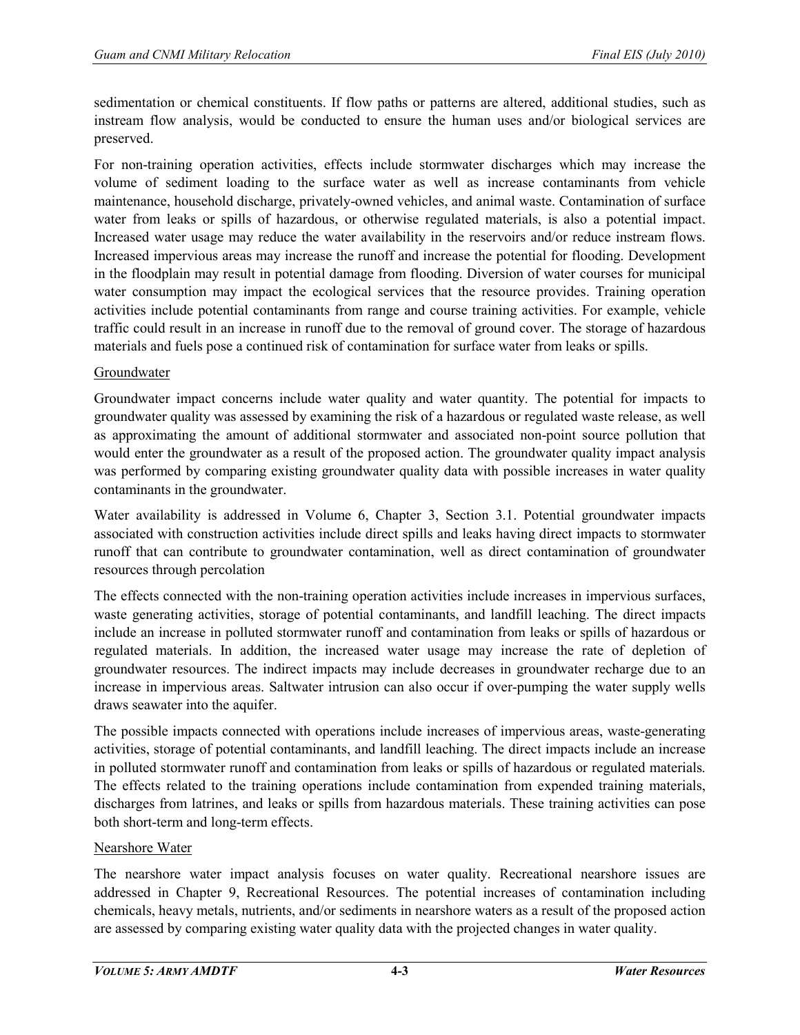sedimentation or chemical constituents. If flow paths or patterns are altered, additional studies, such as instream flow analysis, would be conducted to ensure the human uses and/or biological services are preserved.

For non-training operation activities, effects include stormwater discharges which may increase the volume of sediment loading to the surface water as well as increase contaminants from vehicle maintenance, household discharge, privately-owned vehicles, and animal waste. Contamination of surface water from leaks or spills of hazardous, or otherwise regulated materials, is also a potential impact. Increased water usage may reduce the water availability in the reservoirs and/or reduce instream flows. Increased impervious areas may increase the runoff and increase the potential for flooding. Development in the floodplain may result in potential damage from flooding. Diversion of water courses for municipal water consumption may impact the ecological services that the resource provides. Training operation activities include potential contaminants from range and course training activities. For example, vehicle traffic could result in an increase in runoff due to the removal of ground cover. The storage of hazardous materials and fuels pose a continued risk of contamination for surface water from leaks or spills.

Groundwater

Groundwater impact concerns include water quality and water quantity. The potential for impacts to groundwater quality was assessed by examining the risk of a hazardous or regulated waste release, as well as approximating the amount of additional stormwater and associated non-point source pollution that would enter the groundwater as a result of the proposed action. The groundwater quality impact analysis was performed by comparing existing groundwater quality data with possible increases in water quality contaminants in the groundwater.

Water availability is addressed in Volume 6, Chapter 3, Section 3.1. Potential groundwater impacts associated with construction activities include direct spills and leaks having direct impacts to stormwater runoff that can contribute to groundwater contamination, well as direct contamination of groundwater resources through percolation

The effects connected with the non-training operation activities include increases in impervious surfaces, waste generating activities, storage of potential contaminants, and landfill leaching. The direct impacts include an increase in polluted stormwater runoff and contamination from leaks or spills of hazardous or regulated materials. In addition, the increased water usage may increase the rate of depletion of groundwater resources. The indirect impacts may include decreases in groundwater recharge due to an increase in impervious areas. Saltwater intrusion can also occur if over-pumping the water supply wells draws seawater into the aquifer.

The possible impacts connected with operations include increases of impervious areas, waste-generating activities, storage of potential contaminants, and landfill leaching. The direct impacts include an increase in polluted stormwater runoff and contamination from leaks or spills of hazardous or regulated materials. The effects related to the training operations include contamination from expended training materials, discharges from latrines, and leaks or spills from hazardous materials. These training activities can pose both short-term and long-term effects.

Nearshore Water

The nearshore water impact analysis focuses on water quality. Recreational nearshore issues are addressed in Chapter 9, Recreational Resources. The potential increases of contamination including chemicals, heavy metals, nutrients, and/or sediments in nearshore waters as a result of the proposed action are assessed by comparing existing water quality data with the projected changes in water quality.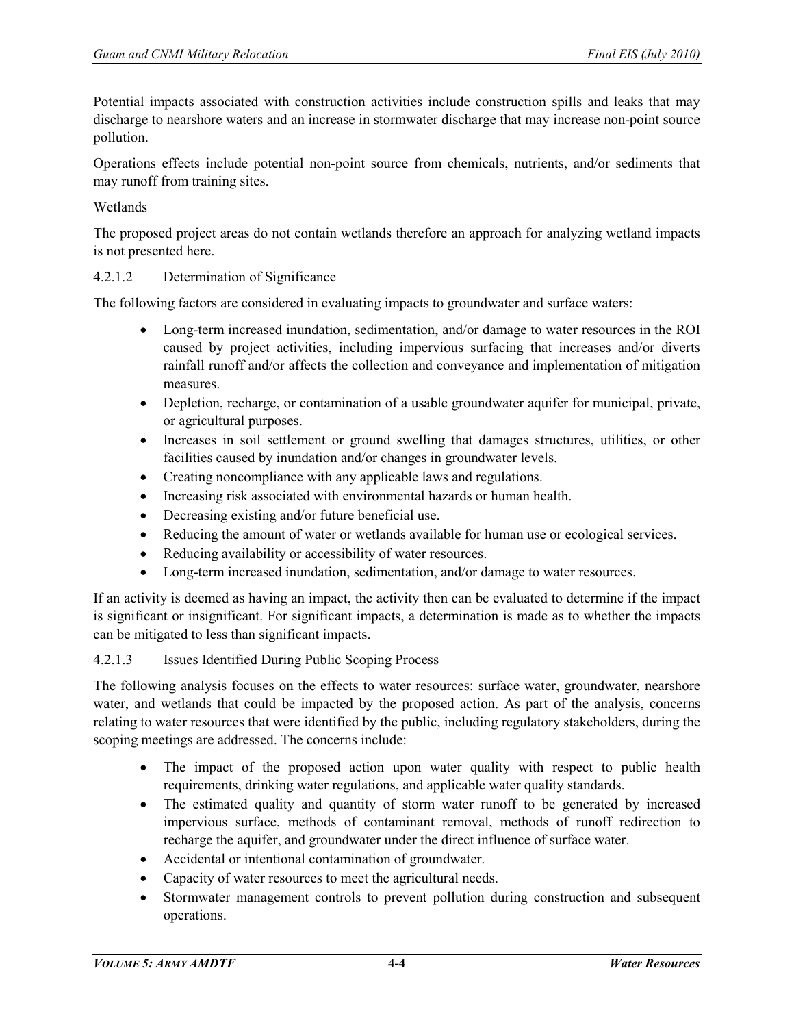Potential impacts associated with construction activities include construction spills and leaks that may discharge to nearshore waters and an increase in stormwater discharge that may increase non-point source pollution.

Operations effects include potential non-point source from chemicals, nutrients, and/or sediments that may runoff from training sites.

Wetlands

The proposed project areas do not contain wetlands therefore an approach for analyzing wetland impacts is not presented here.

#### 4.2.1.2 Determination of Significance

The following factors are considered in evaluating impacts to groundwater and surface waters:

- Long-term increased inundation, sedimentation, and/or damage to water resources in the ROI caused by project activities, including impervious surfacing that increases and/or diverts rainfall runoff and/or affects the collection and conveyance and implementation of mitigation measures.
- Depletion, recharge, or contamination of a usable groundwater aquifer for municipal, private, or agricultural purposes.
- Increases in soil settlement or ground swelling that damages structures, utilities, or other facilities caused by inundation and/or changes in groundwater levels.
- Creating noncompliance with any applicable laws and regulations.
- Increasing risk associated with environmental hazards or human health.
- Decreasing existing and/or future beneficial use.
- Reducing the amount of water or wetlands available for human use or ecological services.
- Reducing availability or accessibility of water resources.
- Long-term increased inundation, sedimentation, and/or damage to water resources.

If an activity is deemed as having an impact, the activity then can be evaluated to determine if the impact is significant or insignificant. For significant impacts, a determination is made as to whether the impacts can be mitigated to less than significant impacts.

#### 4.2.1.3 Issues Identified During Public Scoping Process

The following analysis focuses on the effects to water resources: surface water, groundwater, nearshore water, and wetlands that could be impacted by the proposed action. As part of the analysis, concerns relating to water resources that were identified by the public, including regulatory stakeholders, during the scoping meetings are addressed. The concerns include:

- The impact of the proposed action upon water quality with respect to public health requirements, drinking water regulations, and applicable water quality standards.
- The estimated quality and quantity of storm water runoff to be generated by increased impervious surface, methods of contaminant removal, methods of runoff redirection to recharge the aquifer, and groundwater under the direct influence of surface water.
- Accidental or intentional contamination of groundwater.
- Capacity of water resources to meet the agricultural needs.
- Stormwater management controls to prevent pollution during construction and subsequent operations.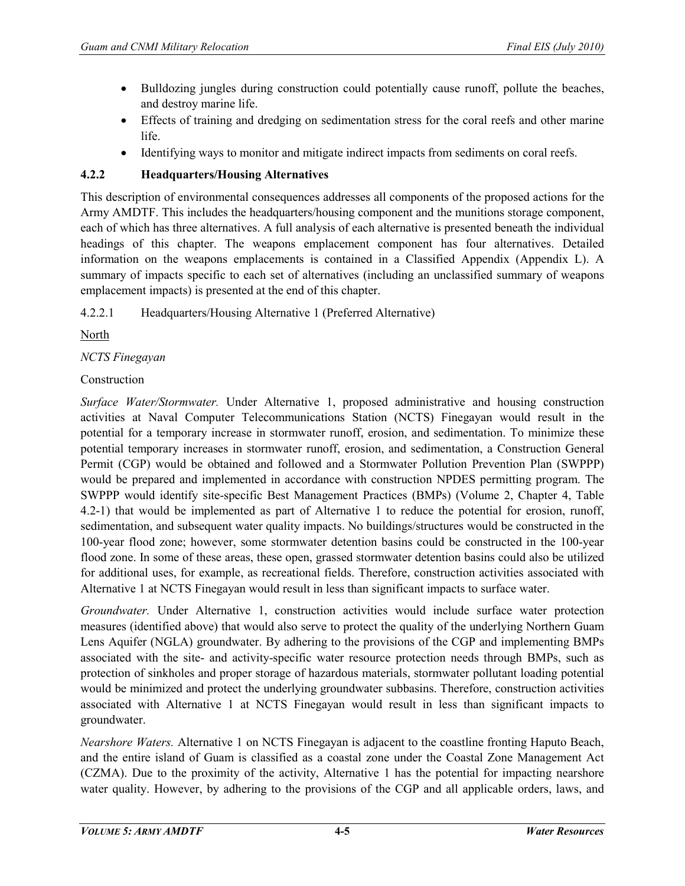- Bulldozing jungles during construction could potentially cause runoff, pollute the beaches, and destroy marine life.
- Effects of training and dredging on sedimentation stress for the coral reefs and other marine life.
- Identifying ways to monitor and mitigate indirect impacts from sediments on coral reefs.

### 4.2.2 Headquarters/Housing Alternatives

This description of environmental consequences addresses all components of the proposed actions for the Army AMDTF. This includes the headquarters/housing component and the munitions storage component, each of which has three alternatives. A full analysis of each alternative is presented beneath the individual headings of this chapter. The weapons emplacement component has four alternatives. Detailed information on the weapons emplacements is contained in a Classified Appendix (Appendix L). A summary of impacts specific to each set of alternatives (including an unclassified summary of weapons emplacement impacts) is presented at the end of this chapter.

#### 4.2.2.1 Headquarters/Housing Alternative 1 (Preferred Alternative)

North

*NCTS Finegayan*

Construction

*Surface Water/Stormwater.* Under Alternative 1, proposed administrative and housing construction activities at Naval Computer Telecommunications Station (NCTS) Finegayan would result in the potential for a temporary increase in stormwater runoff, erosion, and sedimentation. To minimize these potential temporary increases in stormwater runoff, erosion, and sedimentation, a Construction General Permit (CGP) would be obtained and followed and a Stormwater Pollution Prevention Plan (SWPPP) would be prepared and implemented in accordance with construction NPDES permitting program. The SWPPP would identify site-specific Best Management Practices (BMPs) (Volume 2, Chapter 4, Table 4.2-1) that would be implemented as part of Alternative 1 to reduce the potential for erosion, runoff, sedimentation, and subsequent water quality impacts. No buildings/structures would be constructed in the 100-year flood zone; however, some stormwater detention basins could be constructed in the 100-year flood zone. In some of these areas, these open, grassed stormwater detention basins could also be utilized for additional uses, for example, as recreational fields. Therefore, construction activities associated with Alternative 1 at NCTS Finegayan would result in less than significant impacts to surface water.

*Groundwater.* Under Alternative 1, construction activities would include surface water protection measures (identified above) that would also serve to protect the quality of the underlying Northern Guam Lens Aquifer (NGLA) groundwater. By adhering to the provisions of the CGP and implementing BMPs associated with the site- and activity-specific water resource protection needs through BMPs, such as protection of sinkholes and proper storage of hazardous materials, stormwater pollutant loading potential would be minimized and protect the underlying groundwater subbasins. Therefore, construction activities associated with Alternative 1 at NCTS Finegayan would result in less than significant impacts to groundwater.

*Nearshore Waters.* Alternative 1 on NCTS Finegayan is adjacent to the coastline fronting Haputo Beach, and the entire island of Guam is classified as a coastal zone under the Coastal Zone Management Act (CZMA). Due to the proximity of the activity, Alternative 1 has the potential for impacting nearshore water quality. However, by adhering to the provisions of the CGP and all applicable orders, laws, and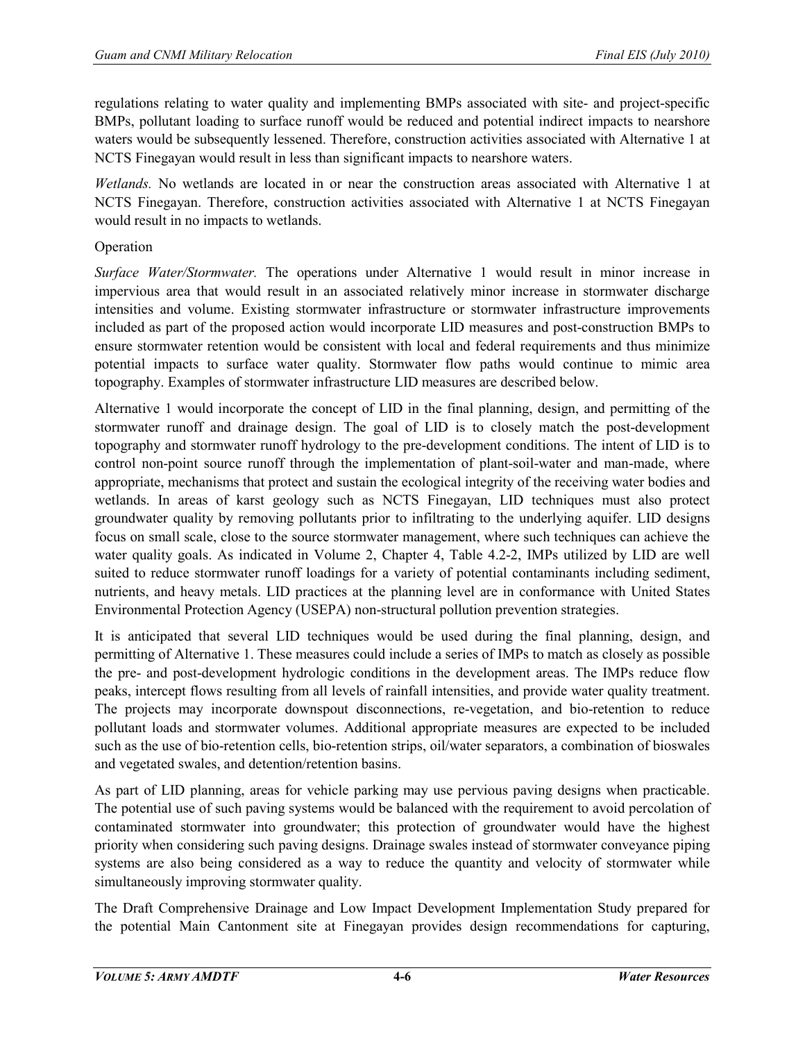regulations relating to water quality and implementing BMPs associated with site- and project-specific BMPs, pollutant loading to surface runoff would be reduced and potential indirect impacts to nearshore waters would be subsequently lessened. Therefore, construction activities associated with Alternative 1 at NCTS Finegayan would result in less than significant impacts to nearshore waters.

*Wetlands.* No wetlands are located in or near the construction areas associated with Alternative 1 at NCTS Finegayan. Therefore, construction activities associated with Alternative 1 at NCTS Finegayan would result in no impacts to wetlands.

Operation

*Surface Water/Stormwater.* The operations under Alternative 1 would result in minor increase in impervious area that would result in an associated relatively minor increase in stormwater discharge intensities and volume. Existing stormwater infrastructure or stormwater infrastructure improvements included as part of the proposed action would incorporate LID measures and post-construction BMPs to ensure stormwater retention would be consistent with local and federal requirements and thus minimize potential impacts to surface water quality. Stormwater flow paths would continue to mimic area topography. Examples of stormwater infrastructure LID measures are described below.

Alternative 1 would incorporate the concept of LID in the final planning, design, and permitting of the stormwater runoff and drainage design. The goal of LID is to closely match the post-development topography and stormwater runoff hydrology to the pre-development conditions. The intent of LID is to control non-point source runoff through the implementation of plant-soil-water and man-made, where appropriate, mechanisms that protect and sustain the ecological integrity of the receiving water bodies and wetlands. In areas of karst geology such as NCTS Finegayan, LID techniques must also protect groundwater quality by removing pollutants prior to infiltrating to the underlying aquifer. LID designs focus on small scale, close to the source stormwater management, where such techniques can achieve the water quality goals. As indicated in Volume 2, Chapter 4, Table 4.2-2, IMPs utilized by LID are well suited to reduce stormwater runoff loadings for a variety of potential contaminants including sediment, nutrients, and heavy metals. LID practices at the planning level are in conformance with United States Environmental Protection Agency (USEPA) non-structural pollution prevention strategies.

It is anticipated that several LID techniques would be used during the final planning, design, and permitting of Alternative 1. These measures could include a series of IMPs to match as closely as possible the pre- and post-development hydrologic conditions in the development areas. The IMPs reduce flow peaks, intercept flows resulting from all levels of rainfall intensities, and provide water quality treatment. The projects may incorporate downspout disconnections, re-vegetation, and bio-retention to reduce pollutant loads and stormwater volumes. Additional appropriate measures are expected to be included such as the use of bio-retention cells, bio-retention strips, oil/water separators, a combination of bioswales and vegetated swales, and detention/retention basins.

As part of LID planning, areas for vehicle parking may use pervious paving designs when practicable. The potential use of such paving systems would be balanced with the requirement to avoid percolation of contaminated stormwater into groundwater; this protection of groundwater would have the highest priority when considering such paving designs. Drainage swales instead of stormwater conveyance piping systems are also being considered as a way to reduce the quantity and velocity of stormwater while simultaneously improving stormwater quality.

The Draft Comprehensive Drainage and Low Impact Development Implementation Study prepared for the potential Main Cantonment site at Finegayan provides design recommendations for capturing,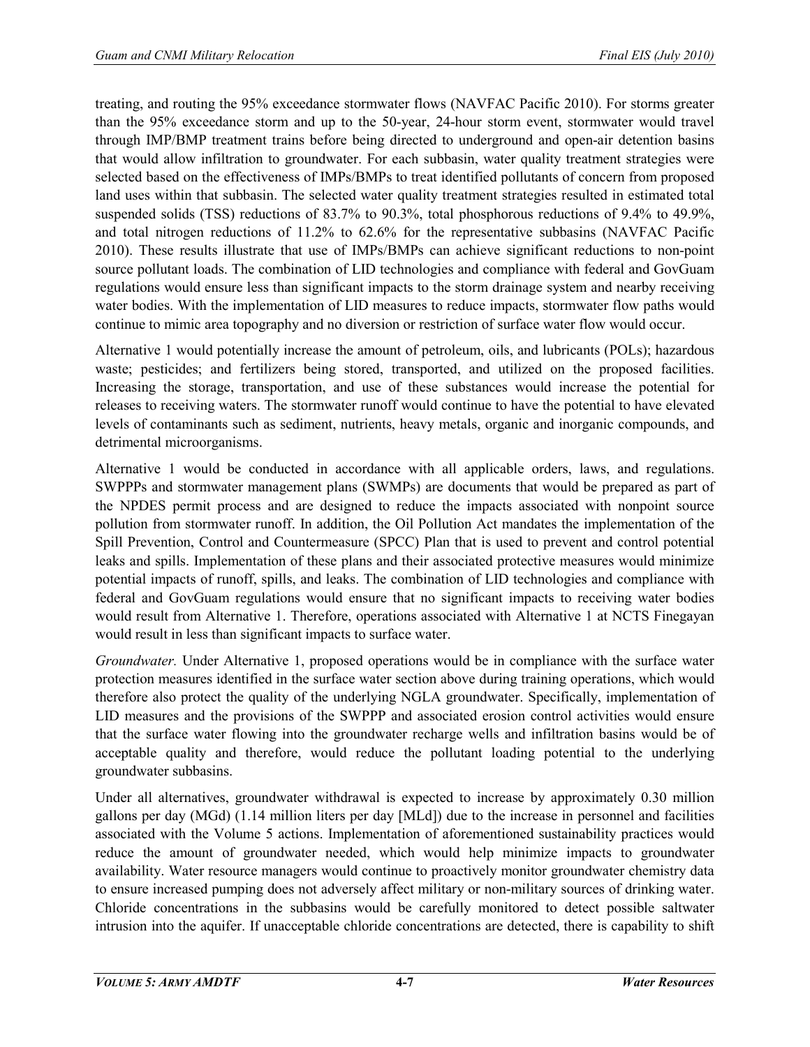treating, and routing the 95% exceedance stormwater flows (NAVFAC Pacific 2010). For storms greater than the 95% exceedance storm and up to the 50-year, 24-hour storm event, stormwater would travel through IMP/BMP treatment trains before being directed to underground and open-air detention basins that would allow infiltration to groundwater. For each subbasin, water quality treatment strategies were selected based on the effectiveness of IMPs/BMPs to treat identified pollutants of concern from proposed land uses within that subbasin. The selected water quality treatment strategies resulted in estimated total suspended solids (TSS) reductions of 83.7% to 90.3%, total phosphorous reductions of 9.4% to 49.9%, and total nitrogen reductions of 11.2% to 62.6% for the representative subbasins (NAVFAC Pacific 2010). These results illustrate that use of IMPs/BMPs can achieve significant reductions to non-point source pollutant loads. The combination of LID technologies and compliance with federal and GovGuam regulations would ensure less than significant impacts to the storm drainage system and nearby receiving water bodies. With the implementation of LID measures to reduce impacts, stormwater flow paths would continue to mimic area topography and no diversion or restriction of surface water flow would occur.

Alternative 1 would potentially increase the amount of petroleum, oils, and lubricants (POLs); hazardous waste; pesticides; and fertilizers being stored, transported, and utilized on the proposed facilities. Increasing the storage, transportation, and use of these substances would increase the potential for releases to receiving waters. The stormwater runoff would continue to have the potential to have elevated levels of contaminants such as sediment, nutrients, heavy metals, organic and inorganic compounds, and detrimental microorganisms.

Alternative 1 would be conducted in accordance with all applicable orders, laws, and regulations. SWPPPs and stormwater management plans (SWMPs) are documents that would be prepared as part of the NPDES permit process and are designed to reduce the impacts associated with nonpoint source pollution from stormwater runoff. In addition, the Oil Pollution Act mandates the implementation of the Spill Prevention, Control and Countermeasure (SPCC) Plan that is used to prevent and control potential leaks and spills. Implementation of these plans and their associated protective measures would minimize potential impacts of runoff, spills, and leaks. The combination of LID technologies and compliance with federal and GovGuam regulations would ensure that no significant impacts to receiving water bodies would result from Alternative 1. Therefore, operations associated with Alternative 1 at NCTS Finegayan would result in less than significant impacts to surface water.

*Groundwater.* Under Alternative 1, proposed operations would be in compliance with the surface water protection measures identified in the surface water section above during training operations, which would therefore also protect the quality of the underlying NGLA groundwater. Specifically, implementation of LID measures and the provisions of the SWPPP and associated erosion control activities would ensure that the surface water flowing into the groundwater recharge wells and infiltration basins would be of acceptable quality and therefore, would reduce the pollutant loading potential to the underlying groundwater subbasins.

Under all alternatives, groundwater withdrawal is expected to increase by approximately 0.30 million gallons per day (MGd) (1.14 million liters per day [MLd]) due to the increase in personnel and facilities associated with the Volume 5 actions. Implementation of aforementioned sustainability practices would reduce the amount of groundwater needed, which would help minimize impacts to groundwater availability. Water resource managers would continue to proactively monitor groundwater chemistry data to ensure increased pumping does not adversely affect military or non-military sources of drinking water. Chloride concentrations in the subbasins would be carefully monitored to detect possible saltwater intrusion into the aquifer. If unacceptable chloride concentrations are detected, there is capability to shift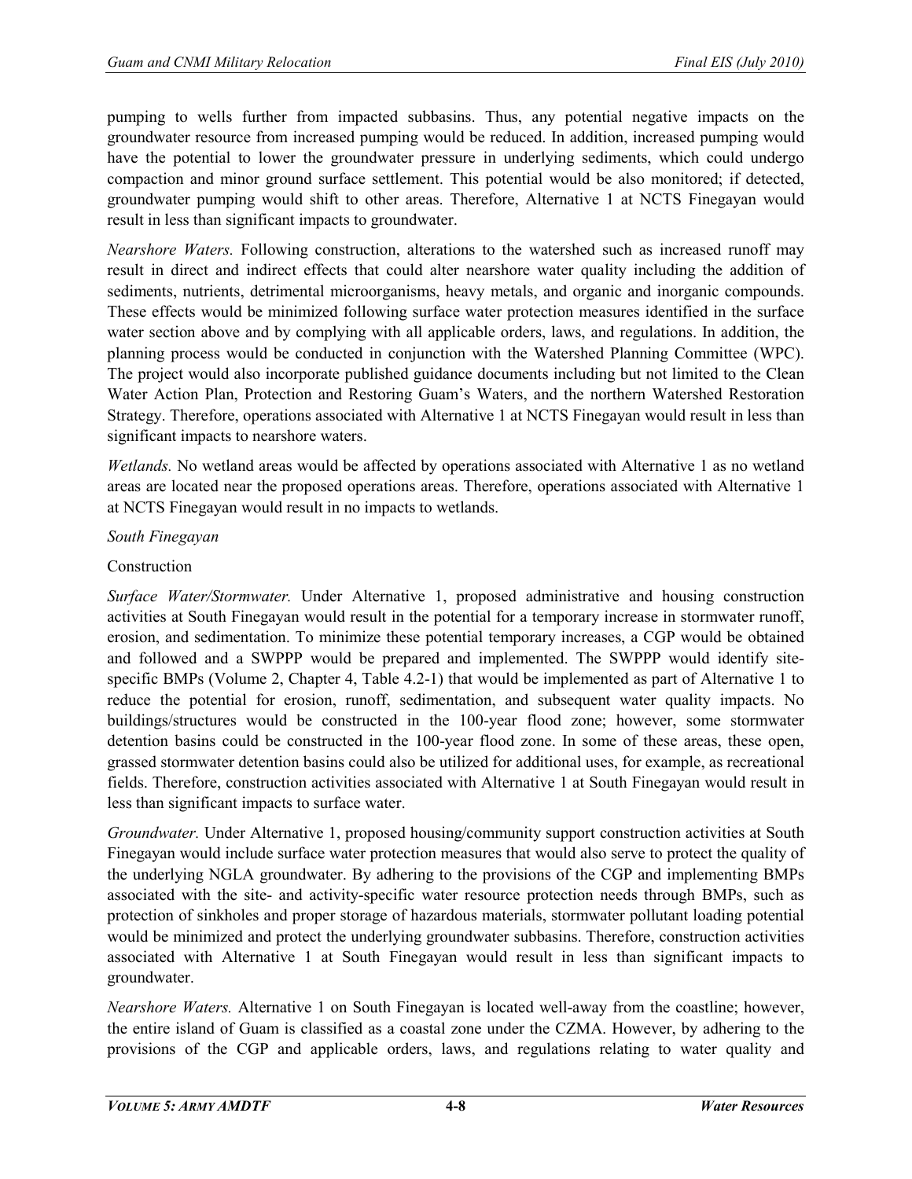pumping to wells further from impacted subbasins. Thus, any potential negative impacts on the groundwater resource from increased pumping would be reduced. In addition, increased pumping would have the potential to lower the groundwater pressure in underlying sediments, which could undergo compaction and minor ground surface settlement. This potential would be also monitored; if detected, groundwater pumping would shift to other areas. Therefore, Alternative 1 at NCTS Finegayan would result in less than significant impacts to groundwater.

*Nearshore Waters.* Following construction, alterations to the watershed such as increased runoff may result in direct and indirect effects that could alter nearshore water quality including the addition of sediments, nutrients, detrimental microorganisms, heavy metals, and organic and inorganic compounds. These effects would be minimized following surface water protection measures identified in the surface water section above and by complying with all applicable orders, laws, and regulations. In addition, the planning process would be conducted in conjunction with the Watershed Planning Committee (WPC). The project would also incorporate published guidance documents including but not limited to the Clean Water Action Plan, Protection and Restoring Guam's Waters, and the northern Watershed Restoration Strategy. Therefore, operations associated with Alternative 1 at NCTS Finegayan would result in less than significant impacts to nearshore waters.

*Wetlands.* No wetland areas would be affected by operations associated with Alternative 1 as no wetland areas are located near the proposed operations areas. Therefore, operations associated with Alternative 1 at NCTS Finegayan would result in no impacts to wetlands.

*South Finegayan*

Construction

*Surface Water/Stormwater.* Under Alternative 1, proposed administrative and housing construction activities at South Finegayan would result in the potential for a temporary increase in stormwater runoff, erosion, and sedimentation. To minimize these potential temporary increases, a CGP would be obtained and followed and a SWPPP would be prepared and implemented. The SWPPP would identify site-specific BMPs (Volume 2, Chapter 4, Table 4.2-1) that would be implemented as part of Alternative 1 to reduce the potential for erosion, runoff, sedimentation, and subsequent water quality impacts. No buildings/structures would be constructed in the 100-year flood zone; however, some stormwater detention basins could be constructed in the 100-year flood zone. In some of these areas, these open, grassed stormwater detention basins could also be utilized for additional uses, for example, as recreational fields. Therefore, construction activities associated with Alternative 1 at South Finegayan would result in less than significant impacts to surface water.

*Groundwater.* Under Alternative 1, proposed housing/community support construction activities at South Finegayan would include surface water protection measures that would also serve to protect the quality of the underlying NGLA groundwater. By adhering to the provisions of the CGP and implementing BMPs associated with the site- and activity-specific water resource protection needs through BMPs, such as protection of sinkholes and proper storage of hazardous materials, stormwater pollutant loading potential would be minimized and protect the underlying groundwater subbasins. Therefore, construction activities associated with Alternative 1 at South Finegayan would result in less than significant impacts to groundwater.

*Nearshore Waters.* Alternative 1 on South Finegayan is located well-away from the coastline; however, the entire island of Guam is classified as a coastal zone under the CZMA. However, by adhering to the provisions of the CGP and applicable orders, laws, and regulations relating to water quality and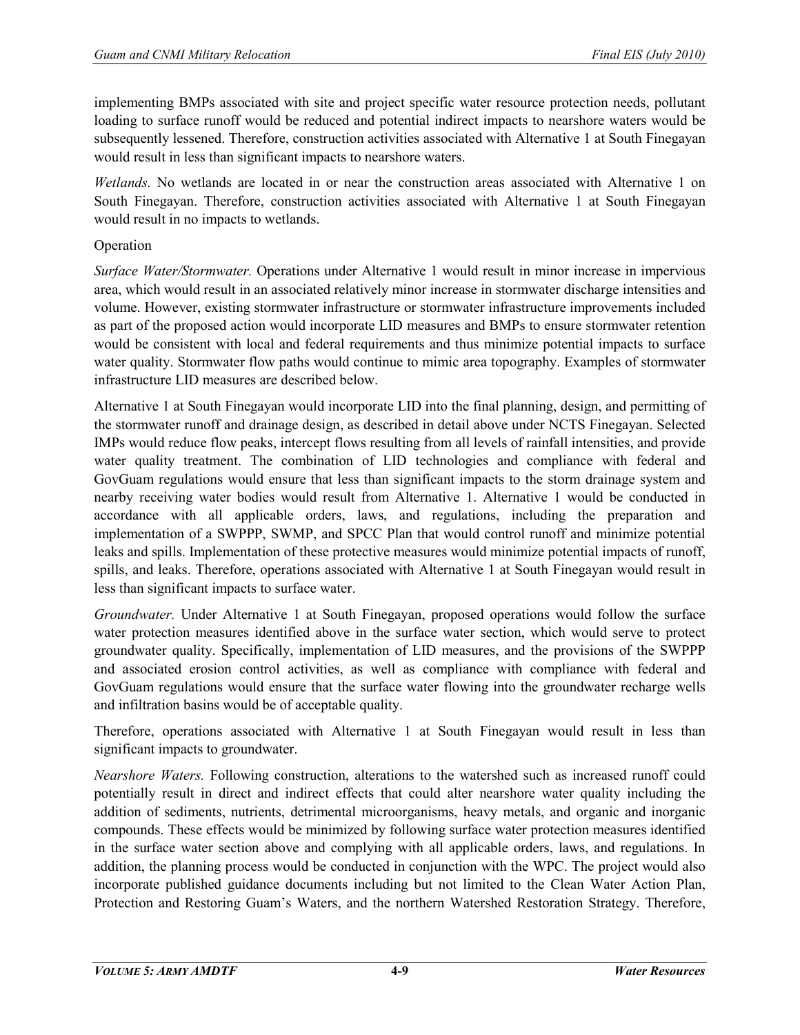implementing BMPs associated with site and project specific water resource protection needs, pollutant loading to surface runoff would be reduced and potential indirect impacts to nearshore waters would be subsequently lessened. Therefore, construction activities associated with Alternative 1 at South Finegayan would result in less than significant impacts to nearshore waters.

*Wetlands.* No wetlands are located in or near the construction areas associated with Alternative 1 on South Finegayan. Therefore, construction activities associated with Alternative 1 at South Finegayan would result in no impacts to wetlands.

Operation

*Surface Water/Stormwater.* Operations under Alternative 1 would result in minor increase in impervious area, which would result in an associated relatively minor increase in stormwater discharge intensities and volume. However, existing stormwater infrastructure or stormwater infrastructure improvements included as part of the proposed action would incorporate LID measures and BMPs to ensure stormwater retention would be consistent with local and federal requirements and thus minimize potential impacts to surface water quality. Stormwater flow paths would continue to mimic area topography. Examples of stormwater infrastructure LID measures are described below.

Alternative 1 at South Finegayan would incorporate LID into the final planning, design, and permitting of the stormwater runoff and drainage design, as described in detail above under NCTS Finegayan. Selected IMPs would reduce flow peaks, intercept flows resulting from all levels of rainfall intensities, and provide water quality treatment. The combination of LID technologies and compliance with federal and GovGuam regulations would ensure that less than significant impacts to the storm drainage system and nearby receiving water bodies would result from Alternative 1. Alternative 1 would be conducted in accordance with all applicable orders, laws, and regulations, including the preparation and implementation of a SWPPP, SWMP, and SPCC Plan that would control runoff and minimize potential leaks and spills. Implementation of these protective measures would minimize potential impacts of runoff, spills, and leaks. Therefore, operations associated with Alternative 1 at South Finegayan would result in less than significant impacts to surface water.

*Groundwater.* Under Alternative 1 at South Finegayan, proposed operations would follow the surface water protection measures identified above in the surface water section, which would serve to protect groundwater quality. Specifically, implementation of LID measures, and the provisions of the SWPPP and associated erosion control activities, as well as compliance with compliance with federal and GovGuam regulations would ensure that the surface water flowing into the groundwater recharge wells and infiltration basins would be of acceptable quality.

Therefore, operations associated with Alternative 1 at South Finegayan would result in less than significant impacts to groundwater.

*Nearshore Waters.* Following construction, alterations to the watershed such as increased runoff could potentially result in direct and indirect effects that could alter nearshore water quality including the addition of sediments, nutrients, detrimental microorganisms, heavy metals, and organic and inorganic compounds. These effects would be minimized by following surface water protection measures identified in the surface water section above and complying with all applicable orders, laws, and regulations. In addition, the planning process would be conducted in conjunction with the WPC. The project would also incorporate published guidance documents including but not limited to the Clean Water Action Plan, Protection and Restoring Guam's Waters, and the northern Watershed Restoration Strategy. Therefore,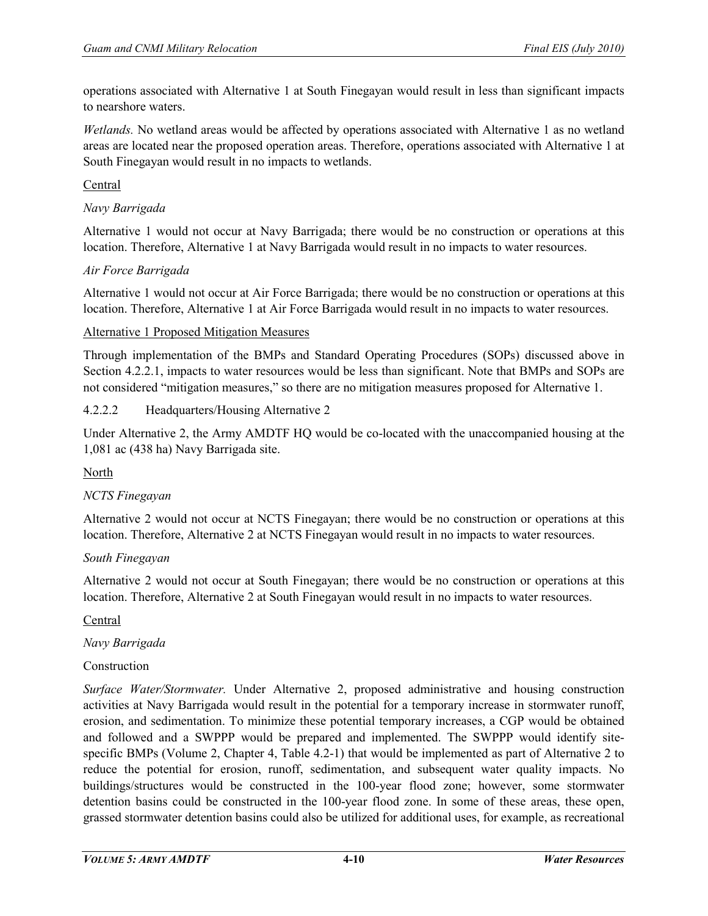operations associated with Alternative 1 at South Finegayan would result in less than significant impacts to nearshore waters.

*Wetlands.* No wetland areas would be affected by operations associated with Alternative 1 as no wetland areas are located near the proposed operation areas. Therefore, operations associated with Alternative 1 at South Finegayan would result in no impacts to wetlands.

Central

*Navy Barrigada*

Alternative 1 would not occur at Navy Barrigada; there would be no construction or operations at this location. Therefore, Alternative 1 at Navy Barrigada would result in no impacts to water resources.

*Air Force Barrigada*

Alternative 1 would not occur at Air Force Barrigada; there would be no construction or operations at this location. Therefore, Alternative 1 at Air Force Barrigada would result in no impacts to water resources.

Alternative 1 Proposed Mitigation Measures

Through implementation of the BMPs and Standard Operating Procedures (SOPs) discussed above in Section 4.2.2.1, impacts to water resources would be less than significant. Note that BMPs and SOPs are not considered "mitigation measures," so there are no mitigation measures proposed for Alternative 1.

### 4.2.2.2 Headquarters/Housing Alternative 2

Under Alternative 2, the Army AMDTF HQ would be co-located with the unaccompanied housing at the 1,081 ac (438 ha) Navy Barrigada site.

North

*NCTS Finegayan*

Alternative 2 would not occur at NCTS Finegayan; there would be no construction or operations at this location. Therefore, Alternative 2 at NCTS Finegayan would result in no impacts to water resources.

*South Finegayan*

Alternative 2 would not occur at South Finegayan; there would be no construction or operations at this location. Therefore, Alternative 2 at South Finegayan would result in no impacts to water resources.

Central

*Navy Barrigada*

Construction

*Surface Water/Stormwater.* Under Alternative 2, proposed administrative and housing construction activities at Navy Barrigada would result in the potential for a temporary increase in stormwater runoff, erosion, and sedimentation. To minimize these potential temporary increases, a CGP would be obtained and followed and a SWPPP would be prepared and implemented. The SWPPP would identify site-specific BMPs (Volume 2, Chapter 4, Table 4.2-1) that would be implemented as part of Alternative 2 to reduce the potential for erosion, runoff, sedimentation, and subsequent water quality impacts. No buildings/structures would be constructed in the 100-year flood zone; however, some stormwater detention basins could be constructed in the 100-year flood zone. In some of these areas, these open, grassed stormwater detention basins could also be utilized for additional uses, for example, as recreational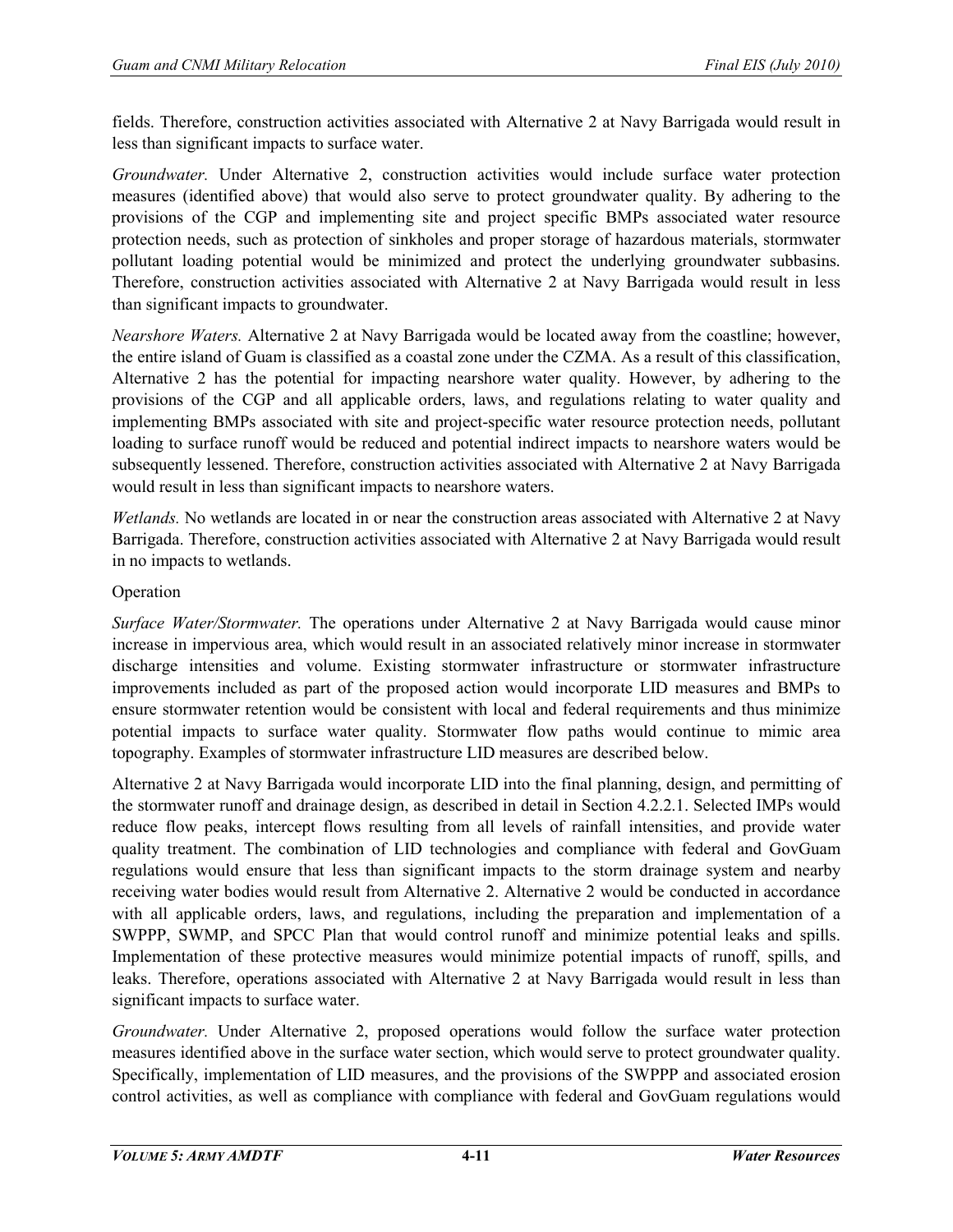fields. Therefore, construction activities associated with Alternative 2 at Navy Barrigada would result in less than significant impacts to surface water.

*Groundwater.* Under Alternative 2, construction activities would include surface water protection measures (identified above) that would also serve to protect groundwater quality. By adhering to the provisions of the CGP and implementing site and project specific BMPs associated water resource protection needs, such as protection of sinkholes and proper storage of hazardous materials, stormwater pollutant loading potential would be minimized and protect the underlying groundwater subbasins. Therefore, construction activities associated with Alternative 2 at Navy Barrigada would result in less than significant impacts to groundwater.

*Nearshore Waters.* Alternative 2 at Navy Barrigada would be located away from the coastline; however, the entire island of Guam is classified as a coastal zone under the CZMA. As a result of this classification, Alternative 2 has the potential for impacting nearshore water quality. However, by adhering to the provisions of the CGP and all applicable orders, laws, and regulations relating to water quality and implementing BMPs associated with site and project-specific water resource protection needs, pollutant loading to surface runoff would be reduced and potential indirect impacts to nearshore waters would be subsequently lessened. Therefore, construction activities associated with Alternative 2 at Navy Barrigada would result in less than significant impacts to nearshore waters.

*Wetlands.* No wetlands are located in or near the construction areas associated with Alternative 2 at Navy Barrigada. Therefore, construction activities associated with Alternative 2 at Navy Barrigada would result in no impacts to wetlands.

Operation

*Surface Water/Stormwater.* The operations under Alternative 2 at Navy Barrigada would cause minor increase in impervious area, which would result in an associated relatively minor increase in stormwater discharge intensities and volume. Existing stormwater infrastructure or stormwater infrastructure improvements included as part of the proposed action would incorporate LID measures and BMPs to ensure stormwater retention would be consistent with local and federal requirements and thus minimize potential impacts to surface water quality. Stormwater flow paths would continue to mimic area topography. Examples of stormwater infrastructure LID measures are described below.

Alternative 2 at Navy Barrigada would incorporate LID into the final planning, design, and permitting of the stormwater runoff and drainage design, as described in detail in Section 4.2.2.1. Selected IMPs would reduce flow peaks, intercept flows resulting from all levels of rainfall intensities, and provide water quality treatment. The combination of LID technologies and compliance with federal and GovGuam regulations would ensure that less than significant impacts to the storm drainage system and nearby receiving water bodies would result from Alternative 2. Alternative 2 would be conducted in accordance with all applicable orders, laws, and regulations, including the preparation and implementation of a SWPPP, SWMP, and SPCC Plan that would control runoff and minimize potential leaks and spills. Implementation of these protective measures would minimize potential impacts of runoff, spills, and leaks. Therefore, operations associated with Alternative 2 at Navy Barrigada would result in less than significant impacts to surface water.

*Groundwater.* Under Alternative 2, proposed operations would follow the surface water protection measures identified above in the surface water section, which would serve to protect groundwater quality. Specifically, implementation of LID measures, and the provisions of the SWPPP and associated erosion control activities, as well as compliance with compliance with federal and GovGuam regulations would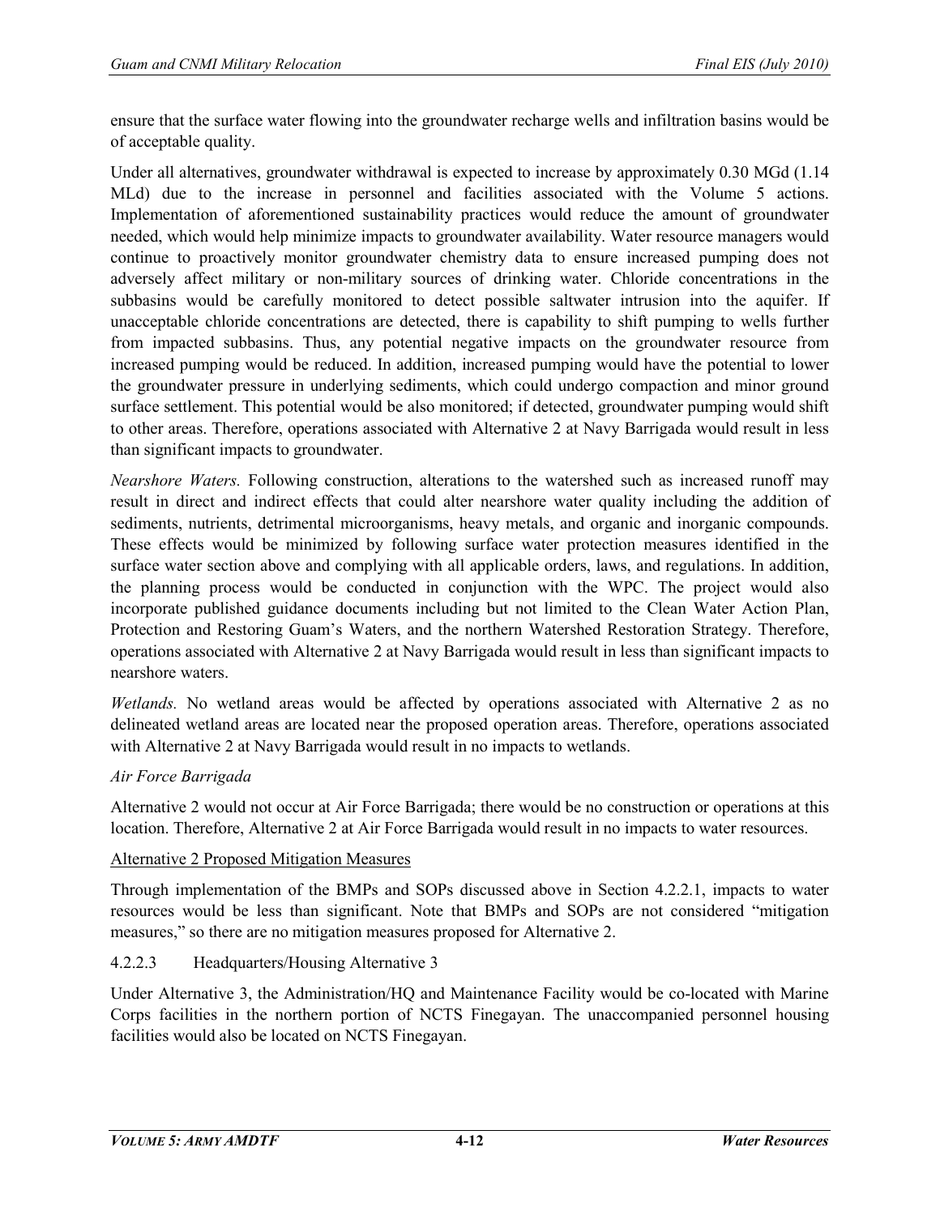ensure that the surface water flowing into the groundwater recharge wells and infiltration basins would be of acceptable quality.

Under all alternatives, groundwater withdrawal is expected to increase by approximately 0.30 MGd (1.14 MLd) due to the increase in personnel and facilities associated with the Volume 5 actions. Implementation of aforementioned sustainability practices would reduce the amount of groundwater needed, which would help minimize impacts to groundwater availability. Water resource managers would continue to proactively monitor groundwater chemistry data to ensure increased pumping does not adversely affect military or non-military sources of drinking water. Chloride concentrations in the subbasins would be carefully monitored to detect possible saltwater intrusion into the aquifer. If unacceptable chloride concentrations are detected, there is capability to shift pumping to wells further from impacted subbasins. Thus, any potential negative impacts on the groundwater resource from increased pumping would be reduced. In addition, increased pumping would have the potential to lower the groundwater pressure in underlying sediments, which could undergo compaction and minor ground surface settlement. This potential would be also monitored; if detected, groundwater pumping would shift to other areas. Therefore, operations associated with Alternative 2 at Navy Barrigada would result in less than significant impacts to groundwater.

*Nearshore Waters.* Following construction, alterations to the watershed such as increased runoff may result in direct and indirect effects that could alter nearshore water quality including the addition of sediments, nutrients, detrimental microorganisms, heavy metals, and organic and inorganic compounds. These effects would be minimized by following surface water protection measures identified in the surface water section above and complying with all applicable orders, laws, and regulations. In addition, the planning process would be conducted in conjunction with the WPC. The project would also incorporate published guidance documents including but not limited to the Clean Water Action Plan, Protection and Restoring Guam's Waters, and the northern Watershed Restoration Strategy. Therefore, operations associated with Alternative 2 at Navy Barrigada would result in less than significant impacts to nearshore waters.

*Wetlands.* No wetland areas would be affected by operations associated with Alternative 2 as no delineated wetland areas are located near the proposed operation areas. Therefore, operations associated with Alternative 2 at Navy Barrigada would result in no impacts to wetlands.

*Air Force Barrigada*

Alternative 2 would not occur at Air Force Barrigada; there would be no construction or operations at this location. Therefore, Alternative 2 at Air Force Barrigada would result in no impacts to water resources.

Alternative 2 Proposed Mitigation Measures

Through implementation of the BMPs and SOPs discussed above in Section 4.2.2.1, impacts to water resources would be less than significant. Note that BMPs and SOPs are not considered "mitigation measures," so there are no mitigation measures proposed for Alternative 2.

#### 4.2.2.3 Headquarters/Housing Alternative 3

Under Alternative 3, the Administration/HQ and Maintenance Facility would be co-located with Marine Corps facilities in the northern portion of NCTS Finegayan. The unaccompanied personnel housing facilities would also be located on NCTS Finegayan.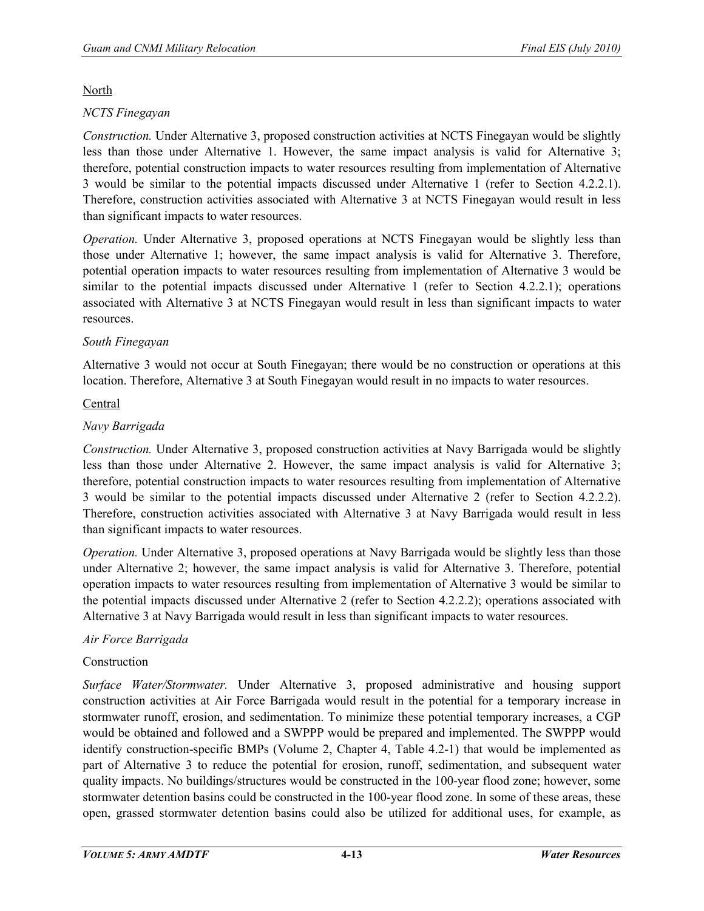North

*NCTS Finegayan*

*Construction.* Under Alternative 3, proposed construction activities at NCTS Finegayan would be slightly less than those under Alternative 1. However, the same impact analysis is valid for Alternative 3; therefore, potential construction impacts to water resources resulting from implementation of Alternative 3 would be similar to the potential impacts discussed under Alternative 1 (refer to Section 4.2.2.1). Therefore, construction activities associated with Alternative 3 at NCTS Finegayan would result in less than significant impacts to water resources.

*Operation.* Under Alternative 3, proposed operations at NCTS Finegayan would be slightly less than those under Alternative 1; however, the same impact analysis is valid for Alternative 3. Therefore, potential operation impacts to water resources resulting from implementation of Alternative 3 would be similar to the potential impacts discussed under Alternative 1 (refer to Section 4.2.2.1); operations associated with Alternative 3 at NCTS Finegayan would result in less than significant impacts to water resources.

*South Finegayan*

Alternative 3 would not occur at South Finegayan; there would be no construction or operations at this location. Therefore, Alternative 3 at South Finegayan would result in no impacts to water resources.

Central

*Navy Barrigada*

*Construction.* Under Alternative 3, proposed construction activities at Navy Barrigada would be slightly less than those under Alternative 2. However, the same impact analysis is valid for Alternative 3; therefore, potential construction impacts to water resources resulting from implementation of Alternative 3 would be similar to the potential impacts discussed under Alternative 2 (refer to Section 4.2.2.2). Therefore, construction activities associated with Alternative 3 at Navy Barrigada would result in less than significant impacts to water resources.

*Operation.* Under Alternative 3, proposed operations at Navy Barrigada would be slightly less than those under Alternative 2; however, the same impact analysis is valid for Alternative 3. Therefore, potential operation impacts to water resources resulting from implementation of Alternative 3 would be similar to the potential impacts discussed under Alternative 2 (refer to Section 4.2.2.2); operations associated with Alternative 3 at Navy Barrigada would result in less than significant impacts to water resources.

*Air Force Barrigada*

Construction

*Surface Water/Stormwater.* Under Alternative 3, proposed administrative and housing support construction activities at Air Force Barrigada would result in the potential for a temporary increase in stormwater runoff, erosion, and sedimentation. To minimize these potential temporary increases, a CGP would be obtained and followed and a SWPPP would be prepared and implemented. The SWPPP would identify construction-specific BMPs (Volume 2, Chapter 4, Table 4.2-1) that would be implemented as part of Alternative 3 to reduce the potential for erosion, runoff, sedimentation, and subsequent water quality impacts. No buildings/structures would be constructed in the 100-year flood zone; however, some stormwater detention basins could be constructed in the 100-year flood zone. In some of these areas, these open, grassed stormwater detention basins could also be utilized for additional uses, for example, as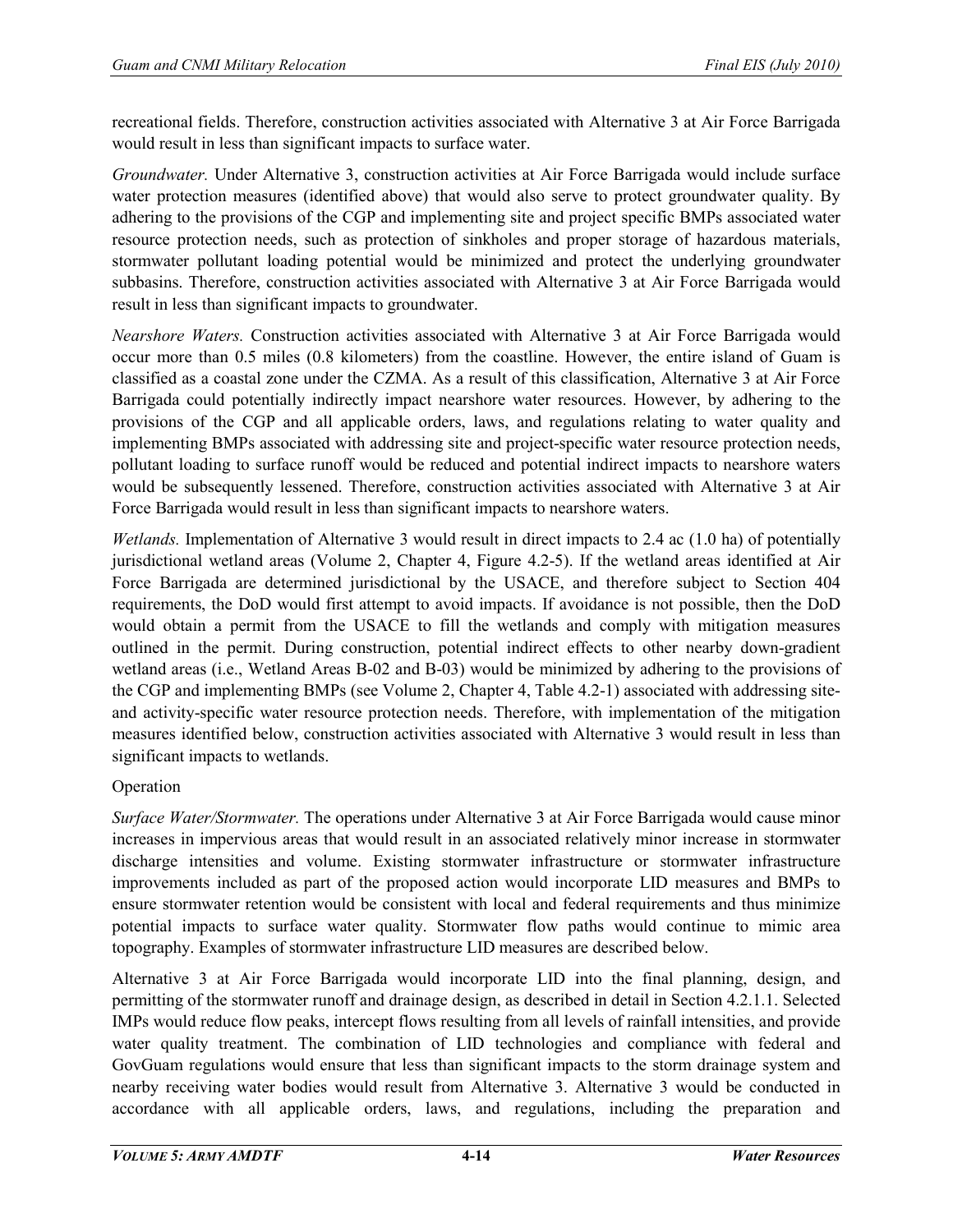recreational fields. Therefore, construction activities associated with Alternative 3 at Air Force Barrigada would result in less than significant impacts to surface water.

*Groundwater.* Under Alternative 3, construction activities at Air Force Barrigada would include surface water protection measures (identified above) that would also serve to protect groundwater quality. By adhering to the provisions of the CGP and implementing site and project specific BMPs associated water resource protection needs, such as protection of sinkholes and proper storage of hazardous materials, stormwater pollutant loading potential would be minimized and protect the underlying groundwater subbasins. Therefore, construction activities associated with Alternative 3 at Air Force Barrigada would result in less than significant impacts to groundwater.

*Nearshore Waters.* Construction activities associated with Alternative 3 at Air Force Barrigada would occur more than 0.5 miles (0.8 kilometers) from the coastline. However, the entire island of Guam is classified as a coastal zone under the CZMA. As a result of this classification, Alternative 3 at Air Force Barrigada could potentially indirectly impact nearshore water resources. However, by adhering to the provisions of the CGP and all applicable orders, laws, and regulations relating to water quality and implementing BMPs associated with addressing site and project-specific water resource protection needs, pollutant loading to surface runoff would be reduced and potential indirect impacts to nearshore waters would be subsequently lessened. Therefore, construction activities associated with Alternative 3 at Air Force Barrigada would result in less than significant impacts to nearshore waters.

*Wetlands.* Implementation of Alternative 3 would result in direct impacts to 2.4 ac (1.0 ha) of potentially jurisdictional wetland areas (Volume 2, Chapter 4, Figure 4.2-5). If the wetland areas identified at Air Force Barrigada are determined jurisdictional by the USACE, and therefore subject to Section 404 requirements, the DoD would first attempt to avoid impacts. If avoidance is not possible, then the DoD would obtain a permit from the USACE to fill the wetlands and comply with mitigation measures outlined in the permit. During construction, potential indirect effects to other nearby down-gradient wetland areas (i.e., Wetland Areas B-02 and B-03) would be minimized by adhering to the provisions of the CGP and implementing BMPs (see Volume 2, Chapter 4, Table 4.2-1) associated with addressing site- and activity-specific water resource protection needs. Therefore, with implementation of the mitigation measures identified below, construction activities associated with Alternative 3 would result in less than significant impacts to wetlands.

Operation

*Surface Water/Stormwater.* The operations under Alternative 3 at Air Force Barrigada would cause minor increases in impervious areas that would result in an associated relatively minor increase in stormwater discharge intensities and volume. Existing stormwater infrastructure or stormwater infrastructure improvements included as part of the proposed action would incorporate LID measures and BMPs to ensure stormwater retention would be consistent with local and federal requirements and thus minimize potential impacts to surface water quality. Stormwater flow paths would continue to mimic area topography. Examples of stormwater infrastructure LID measures are described below.

Alternative 3 at Air Force Barrigada would incorporate LID into the final planning, design, and permitting of the stormwater runoff and drainage design, as described in detail in Section 4.2.1.1. Selected IMPs would reduce flow peaks, intercept flows resulting from all levels of rainfall intensities, and provide water quality treatment. The combination of LID technologies and compliance with federal and GovGuam regulations would ensure that less than significant impacts to the storm drainage system and nearby receiving water bodies would result from Alternative 3. Alternative 3 would be conducted in accordance with all applicable orders, laws, and regulations, including the preparation and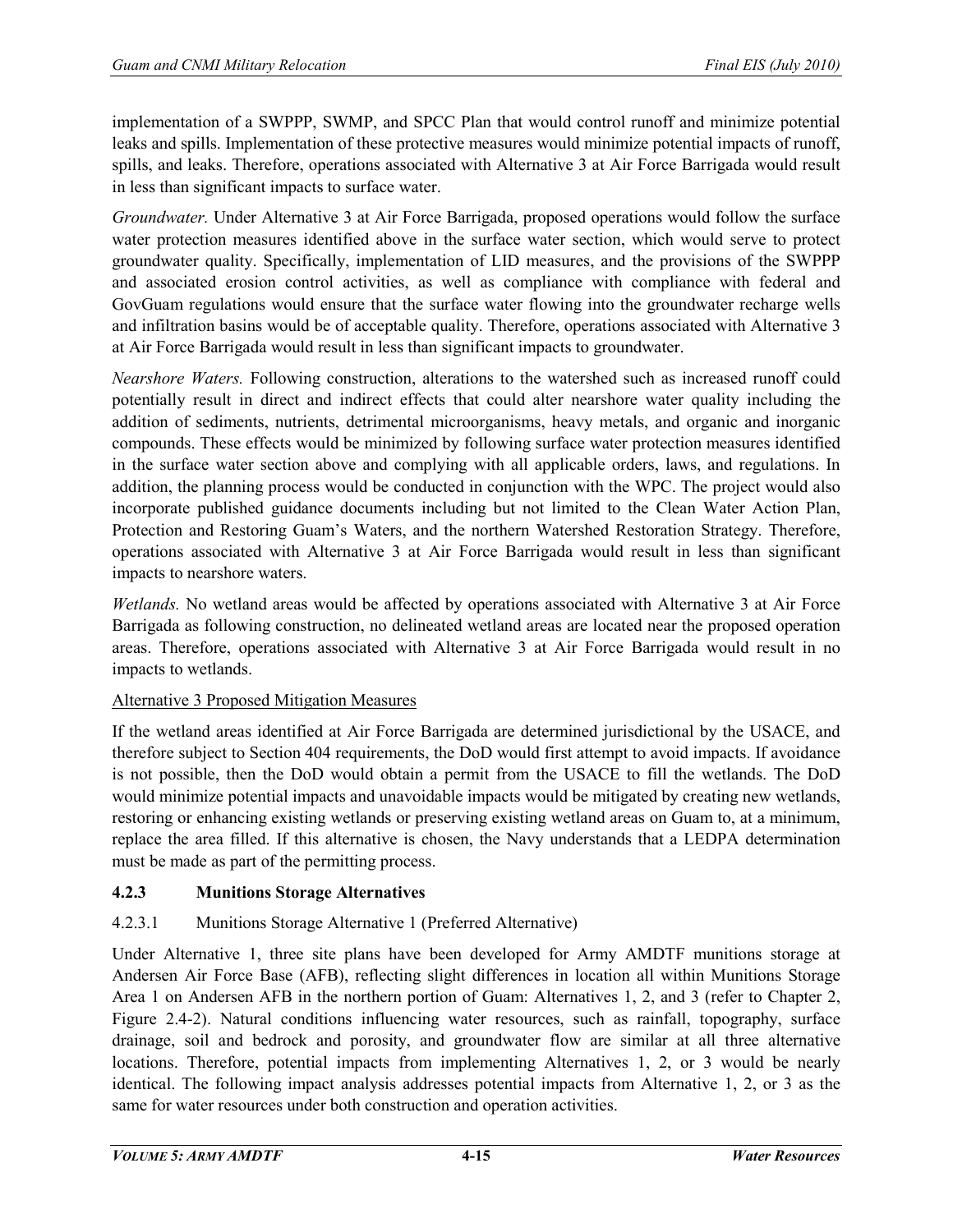implementation of a SWPPP, SWMP, and SPCC Plan that would control runoff and minimize potential leaks and spills. Implementation of these protective measures would minimize potential impacts of runoff, spills, and leaks. Therefore, operations associated with Alternative 3 at Air Force Barrigada would result in less than significant impacts to surface water.

*Groundwater.* Under Alternative 3 at Air Force Barrigada, proposed operations would follow the surface water protection measures identified above in the surface water section, which would serve to protect groundwater quality. Specifically, implementation of LID measures, and the provisions of the SWPPP and associated erosion control activities, as well as compliance with compliance with federal and GovGuam regulations would ensure that the surface water flowing into the groundwater recharge wells and infiltration basins would be of acceptable quality. Therefore, operations associated with Alternative 3 at Air Force Barrigada would result in less than significant impacts to groundwater.

*Nearshore Waters.* Following construction, alterations to the watershed such as increased runoff could potentially result in direct and indirect effects that could alter nearshore water quality including the addition of sediments, nutrients, detrimental microorganisms, heavy metals, and organic and inorganic compounds. These effects would be minimized by following surface water protection measures identified in the surface water section above and complying with all applicable orders, laws, and regulations. In addition, the planning process would be conducted in conjunction with the WPC. The project would also incorporate published guidance documents including but not limited to the Clean Water Action Plan, Protection and Restoring Guam's Waters, and the northern Watershed Restoration Strategy. Therefore, operations associated with Alternative 3 at Air Force Barrigada would result in less than significant impacts to nearshore waters.

*Wetlands.* No wetland areas would be affected by operations associated with Alternative 3 at Air Force Barrigada as following construction, no delineated wetland areas are located near the proposed operation areas. Therefore, operations associated with Alternative 3 at Air Force Barrigada would result in no impacts to wetlands.

Alternative 3 Proposed Mitigation Measures

If the wetland areas identified at Air Force Barrigada are determined jurisdictional by the USACE, and therefore subject to Section 404 requirements, the DoD would first attempt to avoid impacts. If avoidance is not possible, then the DoD would obtain a permit from the USACE to fill the wetlands. The DoD would minimize potential impacts and unavoidable impacts would be mitigated by creating new wetlands, restoring or enhancing existing wetlands or preserving existing wetland areas on Guam to, at a minimum, replace the area filled. If this alternative is chosen, the Navy understands that a LEDPA determination must be made as part of the permitting process.

### 4.2.3 Munitions Storage Alternatives

#### 4.2.3.1 Munitions Storage Alternative 1 (Preferred Alternative)

Under Alternative 1, three site plans have been developed for Army AMDTF munitions storage at Andersen Air Force Base (AFB), reflecting slight differences in location all within Munitions Storage Area 1 on Andersen AFB in the northern portion of Guam: Alternatives 1, 2, and 3 (refer to Chapter 2, Figure 2.4-2). Natural conditions influencing water resources, such as rainfall, topography, surface drainage, soil and bedrock and porosity, and groundwater flow are similar at all three alternative locations. Therefore, potential impacts from implementing Alternatives 1, 2, or 3 would be nearly identical. The following impact analysis addresses potential impacts from Alternative 1, 2, or 3 as the same for water resources under both construction and operation activities.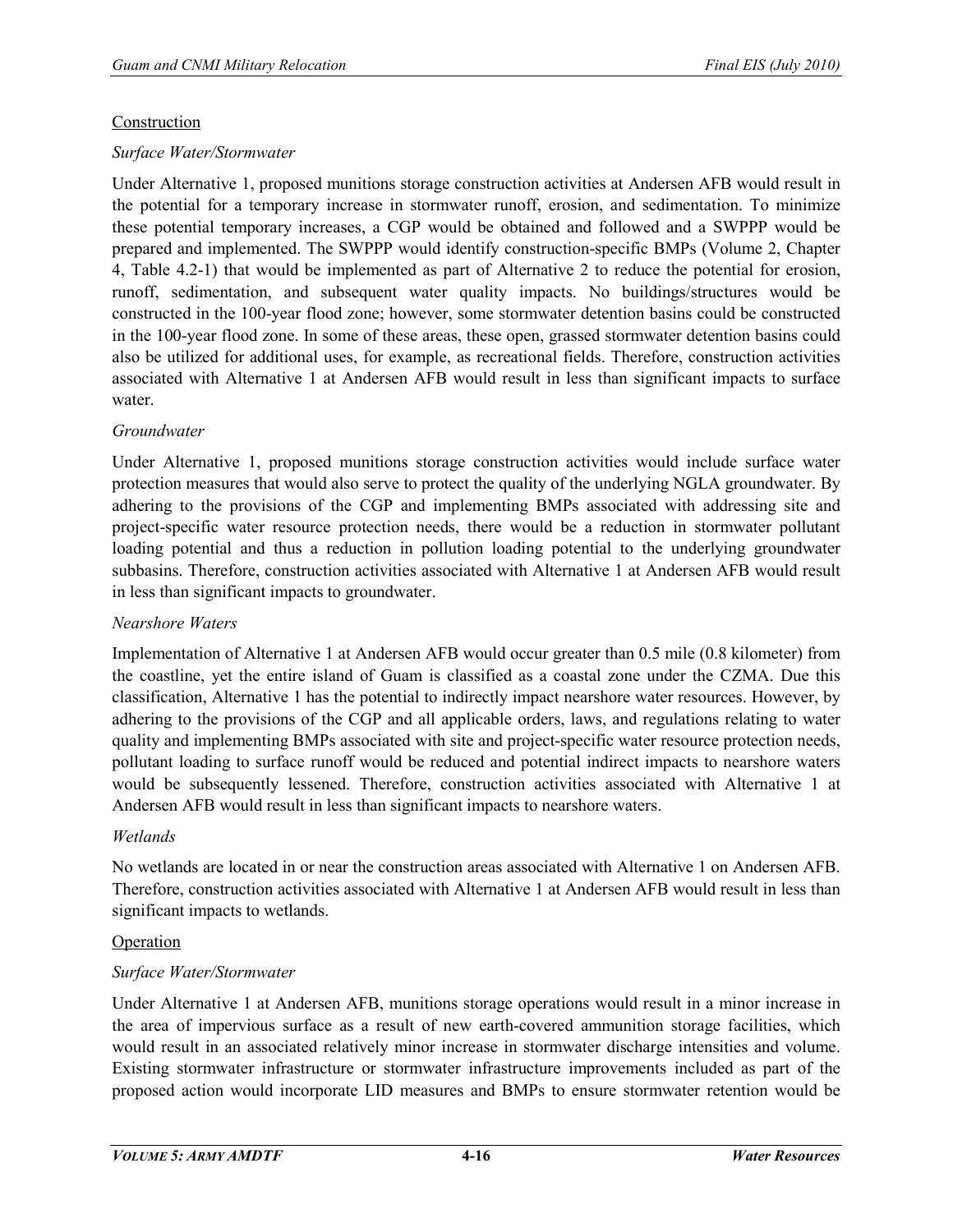Construction

*Surface Water/Stormwater*

Under Alternative 1, proposed munitions storage construction activities at Andersen AFB would result in the potential for a temporary increase in stormwater runoff, erosion, and sedimentation. To minimize these potential temporary increases, a CGP would be obtained and followed and a SWPPP would be prepared and implemented. The SWPPP would identify construction-specific BMPs (Volume 2, Chapter 4, Table 4.2-1) that would be implemented as part of Alternative 2 to reduce the potential for erosion, runoff, sedimentation, and subsequent water quality impacts. No buildings/structures would be constructed in the 100-year flood zone; however, some stormwater detention basins could be constructed in the 100-year flood zone. In some of these areas, these open, grassed stormwater detention basins could also be utilized for additional uses, for example, as recreational fields. Therefore, construction activities associated with Alternative 1 at Andersen AFB would result in less than significant impacts to surface water.

*Groundwater*

Under Alternative 1, proposed munitions storage construction activities would include surface water protection measures that would also serve to protect the quality of the underlying NGLA groundwater. By adhering to the provisions of the CGP and implementing BMPs associated with addressing site and project-specific water resource protection needs, there would be a reduction in stormwater pollutant loading potential and thus a reduction in pollution loading potential to the underlying groundwater subbasins. Therefore, construction activities associated with Alternative 1 at Andersen AFB would result in less than significant impacts to groundwater.

*Nearshore Waters*

Implementation of Alternative 1 at Andersen AFB would occur greater than 0.5 mile (0.8 kilometer) from the coastline, yet the entire island of Guam is classified as a coastal zone under the CZMA. Due this classification, Alternative 1 has the potential to indirectly impact nearshore water resources. However, by adhering to the provisions of the CGP and all applicable orders, laws, and regulations relating to water quality and implementing BMPs associated with site and project-specific water resource protection needs, pollutant loading to surface runoff would be reduced and potential indirect impacts to nearshore waters would be subsequently lessened. Therefore, construction activities associated with Alternative 1 at Andersen AFB would result in less than significant impacts to nearshore waters.

*Wetlands*

No wetlands are located in or near the construction areas associated with Alternative 1 on Andersen AFB. Therefore, construction activities associated with Alternative 1 at Andersen AFB would result in less than significant impacts to wetlands.

Operation

*Surface Water/Stormwater*

Under Alternative 1 at Andersen AFB, munitions storage operations would result in a minor increase in the area of impervious surface as a result of new earth-covered ammunition storage facilities, which would result in an associated relatively minor increase in stormwater discharge intensities and volume. Existing stormwater infrastructure or stormwater infrastructure improvements included as part of the proposed action would incorporate LID measures and BMPs to ensure stormwater retention would be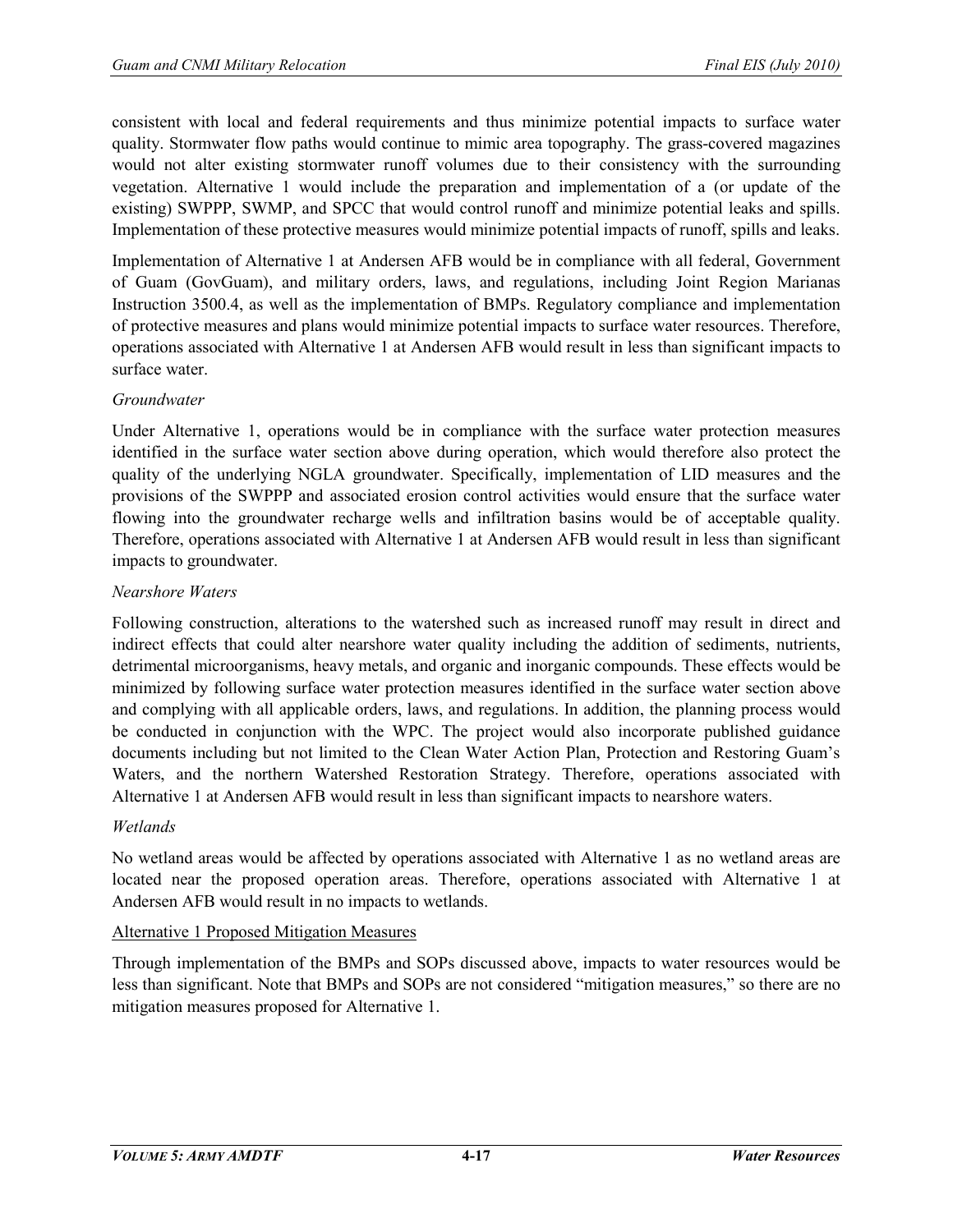consistent with local and federal requirements and thus minimize potential impacts to surface water quality. Stormwater flow paths would continue to mimic area topography. The grass-covered magazines would not alter existing stormwater runoff volumes due to their consistency with the surrounding vegetation. Alternative 1 would include the preparation and implementation of a (or update of the existing) SWPPP, SWMP, and SPCC that would control runoff and minimize potential leaks and spills. Implementation of these protective measures would minimize potential impacts of runoff, spills and leaks.

Implementation of Alternative 1 at Andersen AFB would be in compliance with all federal, Government of Guam (GovGuam), and military orders, laws, and regulations, including Joint Region Marianas Instruction 3500.4, as well as the implementation of BMPs. Regulatory compliance and implementation of protective measures and plans would minimize potential impacts to surface water resources. Therefore, operations associated with Alternative 1 at Andersen AFB would result in less than significant impacts to surface water.

*Groundwater*

Under Alternative 1, operations would be in compliance with the surface water protection measures identified in the surface water section above during operation, which would therefore also protect the quality of the underlying NGLA groundwater. Specifically, implementation of LID measures and the provisions of the SWPPP and associated erosion control activities would ensure that the surface water flowing into the groundwater recharge wells and infiltration basins would be of acceptable quality. Therefore, operations associated with Alternative 1 at Andersen AFB would result in less than significant impacts to groundwater.

*Nearshore Waters*

Following construction, alterations to the watershed such as increased runoff may result in direct and indirect effects that could alter nearshore water quality including the addition of sediments, nutrients, detrimental microorganisms, heavy metals, and organic and inorganic compounds. These effects would be minimized by following surface water protection measures identified in the surface water section above and complying with all applicable orders, laws, and regulations. In addition, the planning process would be conducted in conjunction with the WPC. The project would also incorporate published guidance documents including but not limited to the Clean Water Action Plan, Protection and Restoring Guam's Waters, and the northern Watershed Restoration Strategy. Therefore, operations associated with Alternative 1 at Andersen AFB would result in less than significant impacts to nearshore waters.

*Wetlands*

No wetland areas would be affected by operations associated with Alternative 1 as no wetland areas are located near the proposed operation areas. Therefore, operations associated with Alternative 1 at Andersen AFB would result in no impacts to wetlands.

Alternative 1 Proposed Mitigation Measures

Through implementation of the BMPs and SOPs discussed above, impacts to water resources would be less than significant. Note that BMPs and SOPs are not considered "mitigation measures," so there are no mitigation measures proposed for Alternative 1.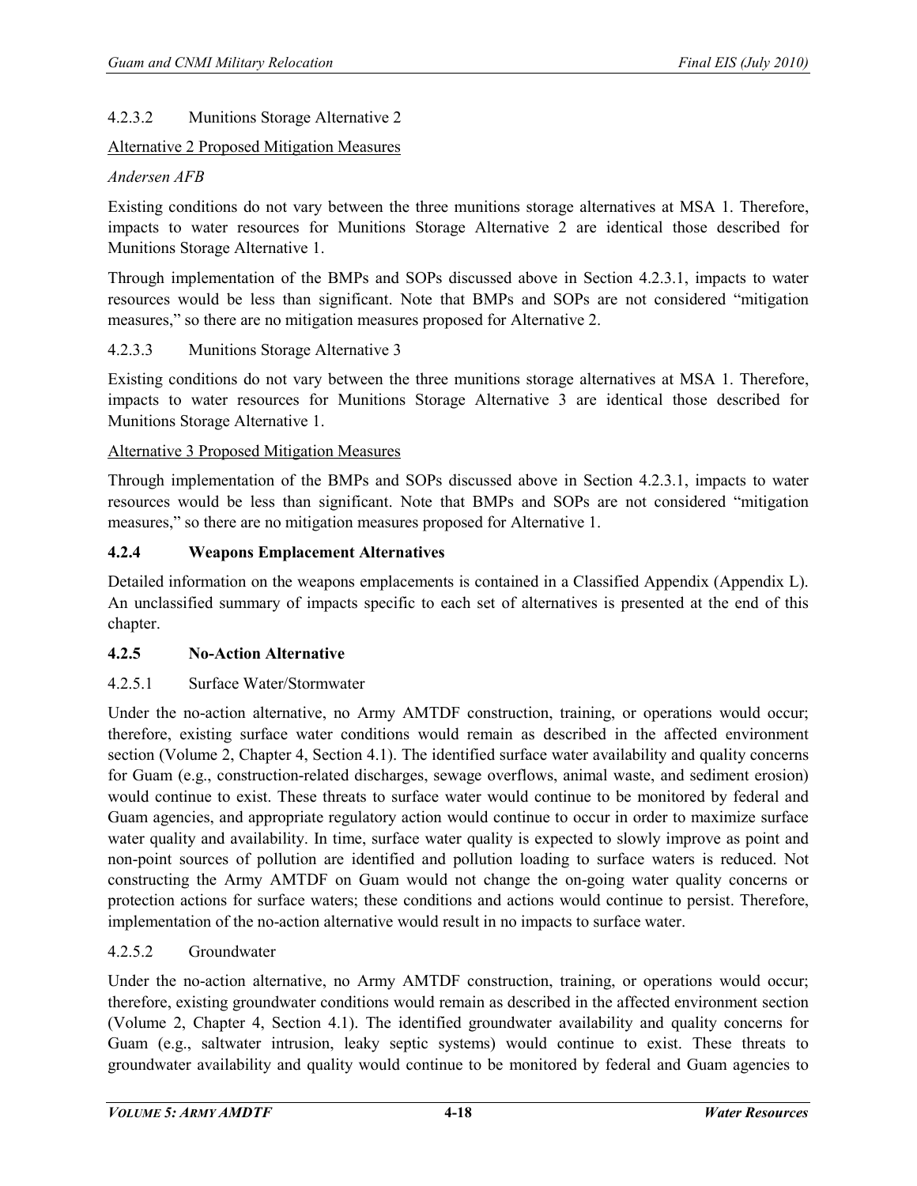#### 4.2.3.2 Munitions Storage Alternative 2

Alternative 2 Proposed Mitigation Measures

*Andersen AFB*

Existing conditions do not vary between the three munitions storage alternatives at MSA 1. Therefore, impacts to water resources for Munitions Storage Alternative 2 are identical those described for Munitions Storage Alternative 1.

Through implementation of the BMPs and SOPs discussed above in Section 4.2.3.1, impacts to water resources would be less than significant. Note that BMPs and SOPs are not considered "mitigation measures," so there are no mitigation measures proposed for Alternative 2.

#### 4.2.3.3 Munitions Storage Alternative 3

Existing conditions do not vary between the three munitions storage alternatives at MSA 1. Therefore, impacts to water resources for Munitions Storage Alternative 3 are identical those described for Munitions Storage Alternative 1.

Alternative 3 Proposed Mitigation Measures

Through implementation of the BMPs and SOPs discussed above in Section 4.2.3.1, impacts to water resources would be less than significant. Note that BMPs and SOPs are not considered "mitigation measures," so there are no mitigation measures proposed for Alternative 1.

### 4.2.4 Weapons Emplacement Alternatives

Detailed information on the weapons emplacements is contained in a Classified Appendix (Appendix L). An unclassified summary of impacts specific to each set of alternatives is presented at the end of this chapter.

### 4.2.5 No-Action Alternative

#### 4.2.5.1 Surface Water/Stormwater

Under the no-action alternative, no Army AMTDF construction, training, or operations would occur; therefore, existing surface water conditions would remain as described in the affected environment section (Volume 2, Chapter 4, Section 4.1). The identified surface water availability and quality concerns for Guam (e.g., construction-related discharges, sewage overflows, animal waste, and sediment erosion) would continue to exist. These threats to surface water would continue to be monitored by federal and Guam agencies, and appropriate regulatory action would continue to occur in order to maximize surface water quality and availability. In time, surface water quality is expected to slowly improve as point and non-point sources of pollution are identified and pollution loading to surface waters is reduced. Not constructing the Army AMTDF on Guam would not change the on-going water quality concerns or protection actions for surface waters; these conditions and actions would continue to persist. Therefore, implementation of the no-action alternative would result in no impacts to surface water.

#### 4.2.5.2 Groundwater

Under the no-action alternative, no Army AMTDF construction, training, or operations would occur; therefore, existing groundwater conditions would remain as described in the affected environment section (Volume 2, Chapter 4, Section 4.1). The identified groundwater availability and quality concerns for Guam (e.g., saltwater intrusion, leaky septic systems) would continue to exist. These threats to groundwater availability and quality would continue to be monitored by federal and Guam agencies to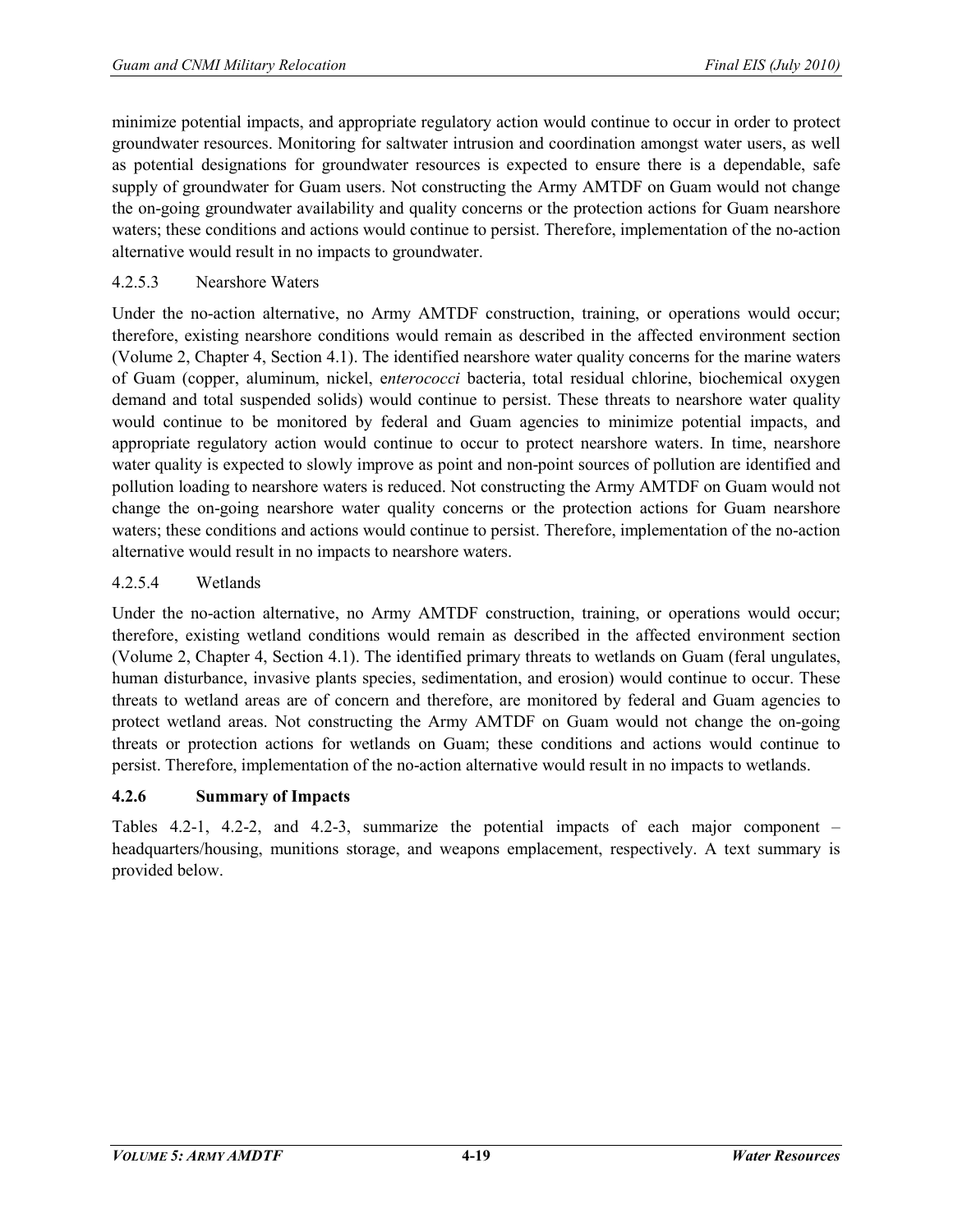minimize potential impacts, and appropriate regulatory action would continue to occur in order to protect groundwater resources. Monitoring for saltwater intrusion and coordination amongst water users, as well as potential designations for groundwater resources is expected to ensure there is a dependable, safe supply of groundwater for Guam users. Not constructing the Army AMTDF on Guam would not change the on-going groundwater availability and quality concerns or the protection actions for Guam nearshore waters; these conditions and actions would continue to persist. Therefore, implementation of the no-action alternative would result in no impacts to groundwater.

#### 4.2.5.3 Nearshore Waters

Under the no-action alternative, no Army AMTDF construction, training, or operations would occur; therefore, existing nearshore conditions would remain as described in the affected environment section (Volume 2, Chapter 4, Section 4.1). The identified nearshore water quality concerns for the marine waters of Guam (copper, aluminum, nickel, e*nterococci* bacteria, total residual chlorine, biochemical oxygen demand and total suspended solids) would continue to persist. These threats to nearshore water quality would continue to be monitored by federal and Guam agencies to minimize potential impacts, and appropriate regulatory action would continue to occur to protect nearshore waters. In time, nearshore water quality is expected to slowly improve as point and non-point sources of pollution are identified and pollution loading to nearshore waters is reduced. Not constructing the Army AMTDF on Guam would not change the on-going nearshore water quality concerns or the protection actions for Guam nearshore waters; these conditions and actions would continue to persist. Therefore, implementation of the no-action alternative would result in no impacts to nearshore waters.

#### 4.2.5.4 Wetlands

Under the no-action alternative, no Army AMTDF construction, training, or operations would occur; therefore, existing wetland conditions would remain as described in the affected environment section (Volume 2, Chapter 4, Section 4.1). The identified primary threats to wetlands on Guam (feral ungulates, human disturbance, invasive plants species, sedimentation, and erosion) would continue to occur. These threats to wetland areas are of concern and therefore, are monitored by federal and Guam agencies to protect wetland areas. Not constructing the Army AMTDF on Guam would not change the on-going threats or protection actions for wetlands on Guam; these conditions and actions would continue to persist. Therefore, implementation of the no-action alternative would result in no impacts to wetlands.

### 4.2.6 Summary of Impacts

Tables 4.2-1, 4.2-2, and 4.2-3, summarize the potential impacts of each major component – headquarters/housing, munitions storage, and weapons emplacement, respectively. A text summary is provided below.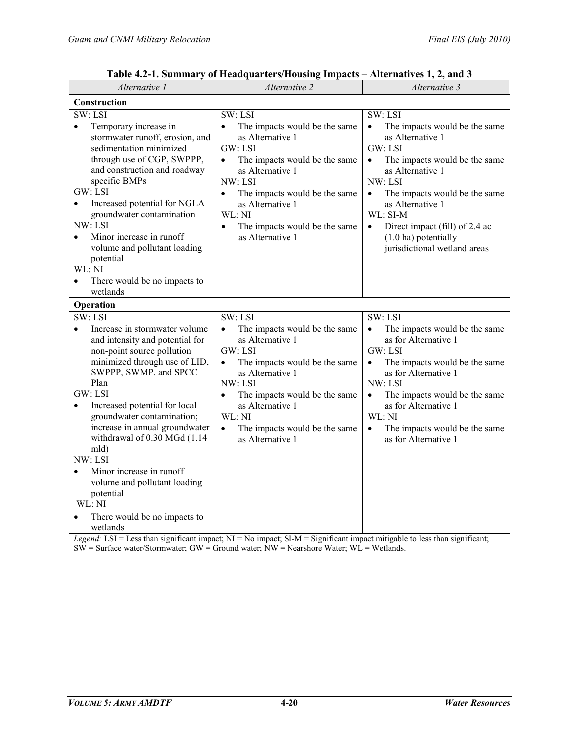**Table 4.2-1. Summary of Headquarters/Housing Impacts – Alternatives 1, 2, and 3**

| *Alternative 1* | *Alternative 2* | *Alternative 3* |
|---|---|---|
| **Construction** | | |
| SW: LSI<br>• Temporary increase in stormwater runoff, erosion, and sedimentation minimized through use of CGP, SWPPP, and construction and roadway specific BMPs<br>GW: LSI<br>• Increased potential for NGLA groundwater contamination<br>NW: LSI<br>• Minor increase in runoff volume and pollutant loading potential<br>WL: NI<br>• There would be no impacts to wetlands | SW: LSI<br>• The impacts would be the same as Alternative 1<br>GW: LSI<br>• The impacts would be the same as Alternative 1<br>NW: LSI<br>• The impacts would be the same as Alternative 1<br>WL: NI<br>• The impacts would be the same as Alternative 1 | SW: LSI<br>• The impacts would be the same as Alternative 1<br>GW: LSI<br>• The impacts would be the same as Alternative 1<br>NW: LSI<br>• The impacts would be the same as Alternative 1<br>WL: SI-M<br>• Direct impact (fill) of 2.4 ac (1.0 ha) potentially jurisdictional wetland areas |
| **Operation** | | |
| SW: LSI<br>• Increase in stormwater volume and intensity and potential for non-point source pollution minimized through use of LID, SWPPP, SWMP, and SPCC Plan<br>GW: LSI<br>• Increased potential for local groundwater contamination; increase in annual groundwater withdrawal of 0.30 MGd (1.14 mld)<br>NW: LSI<br>• Minor increase in runoff volume and pollutant loading potential<br>WL: NI<br>• There would be no impacts to wetlands | SW: LSI<br>• The impacts would be the same as Alternative 1<br>GW: LSI<br>• The impacts would be the same as Alternative 1<br>NW: LSI<br>• The impacts would be the same as Alternative 1<br>WL: NI<br>• The impacts would be the same as Alternative 1 | SW: LSI<br>• The impacts would be the same as for Alternative 1<br>GW: LSI<br>• The impacts would be the same as for Alternative 1<br>NW: LSI<br>• The impacts would be the same as for Alternative 1<br>WL: NI<br>• The impacts would be the same as for Alternative 1 |

*Legend:* LSI = Less than significant impact; NI = No impact; SI-M = Significant impact mitigable to less than significant; SW = Surface water/Stormwater; GW = Ground water; NW = Nearshore Water; WL = Wetlands.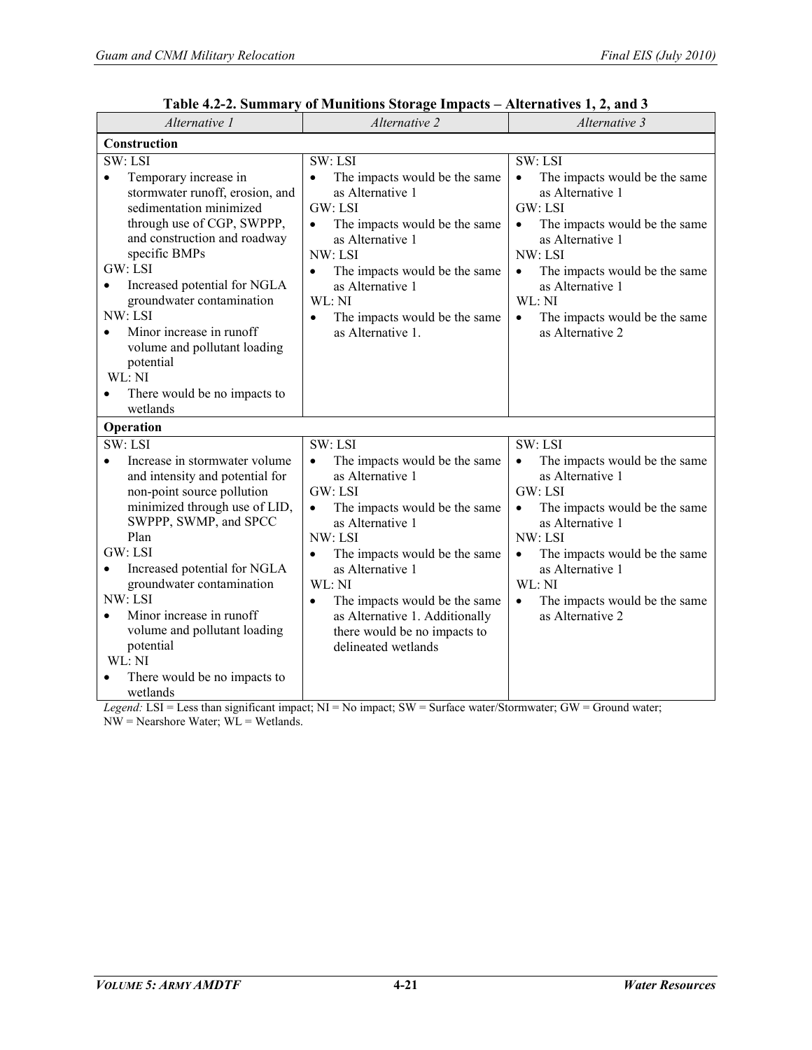**Table 4.2-2. Summary of Munitions Storage Impacts – Alternatives 1, 2, and 3**

| *Alternative 1* | *Alternative 2* | *Alternative 3* |
|---|---|---|
| **Construction** | | |
| SW: LSI<br>• Temporary increase in stormwater runoff, erosion, and sedimentation minimized through use of CGP, SWPPP, and construction and roadway specific BMPs<br>GW: LSI<br>• Increased potential for NGLA groundwater contamination<br>NW: LSI<br>• Minor increase in runoff volume and pollutant loading potential<br>WL: NI<br>• There would be no impacts to wetlands | SW: LSI<br>• The impacts would be the same as Alternative 1<br>GW: LSI<br>• The impacts would be the same as Alternative 1<br>NW: LSI<br>• The impacts would be the same as Alternative 1<br>WL: NI<br>• The impacts would be the same as Alternative 1. | SW: LSI<br>• The impacts would be the same as Alternative 1<br>GW: LSI<br>• The impacts would be the same as Alternative 1<br>NW: LSI<br>• The impacts would be the same as Alternative 1<br>WL: NI<br>• The impacts would be the same as Alternative 2 |
| **Operation** | | |
| SW: LSI<br>• Increase in stormwater volume and intensity and potential for non-point source pollution minimized through use of LID, SWPPP, SWMP, and SPCC Plan<br>GW: LSI<br>• Increased potential for NGLA groundwater contamination<br>NW: LSI<br>• Minor increase in runoff volume and pollutant loading potential<br>WL: NI<br>• There would be no impacts to wetlands | SW: LSI<br>• The impacts would be the same as Alternative 1<br>GW: LSI<br>• The impacts would be the same as Alternative 1<br>NW: LSI<br>• The impacts would be the same as Alternative 1<br>WL: NI<br>• The impacts would be the same as Alternative 1. Additionally there would be no impacts to delineated wetlands | SW: LSI<br>• The impacts would be the same as Alternative 1<br>GW: LSI<br>• The impacts would be the same as Alternative 1<br>NW: LSI<br>• The impacts would be the same as Alternative 1<br>WL: NI<br>• The impacts would be the same as Alternative 2 |

*Legend:* LSI = Less than significant impact; NI = No impact; SW = Surface water/Stormwater; GW = Ground water; NW = Nearshore Water; WL = Wetlands.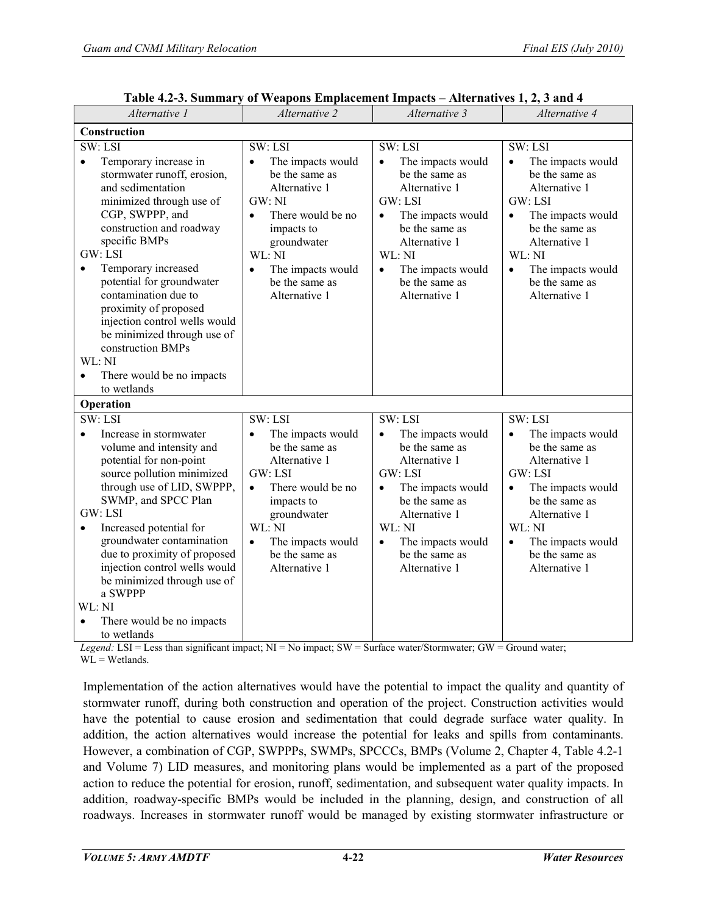**Table 4.2-3. Summary of Weapons Emplacement Impacts – Alternatives 1, 2, 3 and 4**

| *Alternative 1* | *Alternative 2* | *Alternative 3* | *Alternative 4* |
|---|---|---|---|
| **Construction** | | | |
| SW: LSI<br>• Temporary increase in stormwater runoff, erosion, and sedimentation minimized through use of CGP, SWPPP, and construction and roadway specific BMPs<br>GW: LSI<br>• Temporary increased potential for groundwater contamination due to proximity of proposed injection control wells would be minimized through use of construction BMPs<br>WL: NI<br>• There would be no impacts to wetlands | SW: LSI<br>• The impacts would be the same as Alternative 1<br>GW: NI<br>• There would be no impacts to groundwater<br>WL: NI<br>• The impacts would be the same as Alternative 1 | SW: LSI<br>• The impacts would be the same as Alternative 1<br>GW: LSI<br>• The impacts would be the same as Alternative 1<br>WL: NI<br>• The impacts would be the same as Alternative 1 | SW: LSI<br>• The impacts would be the same as Alternative 1<br>GW: LSI<br>• The impacts would be the same as Alternative 1<br>WL: NI<br>• The impacts would be the same as Alternative 1 |
| **Operation** | | | |
| SW: LSI<br>• Increase in stormwater volume and intensity and potential for non-point source pollution minimized through use of LID, SWPPP, SWMP, and SPCC Plan<br>GW: LSI<br>• Increased potential for groundwater contamination due to proximity of proposed injection control wells would be minimized through use of a SWPPP<br>WL: NI<br>• There would be no impacts to wetlands | SW: LSI<br>• The impacts would be the same as Alternative 1<br>GW: LSI<br>• There would be no impacts to groundwater<br>WL: NI<br>• The impacts would be the same as Alternative 1 | SW: LSI<br>• The impacts would be the same as Alternative 1<br>GW: LSI<br>• The impacts would be the same as Alternative 1<br>WL: NI<br>• The impacts would be the same as Alternative 1 | SW: LSI<br>• The impacts would be the same as Alternative 1<br>GW: LSI<br>• The impacts would be the same as Alternative 1<br>WL: NI<br>• The impacts would be the same as Alternative 1 |

*Legend:* LSI = Less than significant impact; NI = No impact; SW = Surface water/Stormwater; GW = Ground water; WL = Wetlands.

Implementation of the action alternatives would have the potential to impact the quality and quantity of stormwater runoff, during both construction and operation of the project. Construction activities would have the potential to cause erosion and sedimentation that could degrade surface water quality. In addition, the action alternatives would increase the potential for leaks and spills from contaminants. However, a combination of CGP, SWPPPs, SWMPs, SPCCCs, BMPs (Volume 2, Chapter 4, Table 4.2-1 and Volume 7) LID measures, and monitoring plans would be implemented as a part of the proposed action to reduce the potential for erosion, runoff, sedimentation, and subsequent water quality impacts. In addition, roadway-specific BMPs would be included in the planning, design, and construction of all roadways. Increases in stormwater runoff would be managed by existing stormwater infrastructure or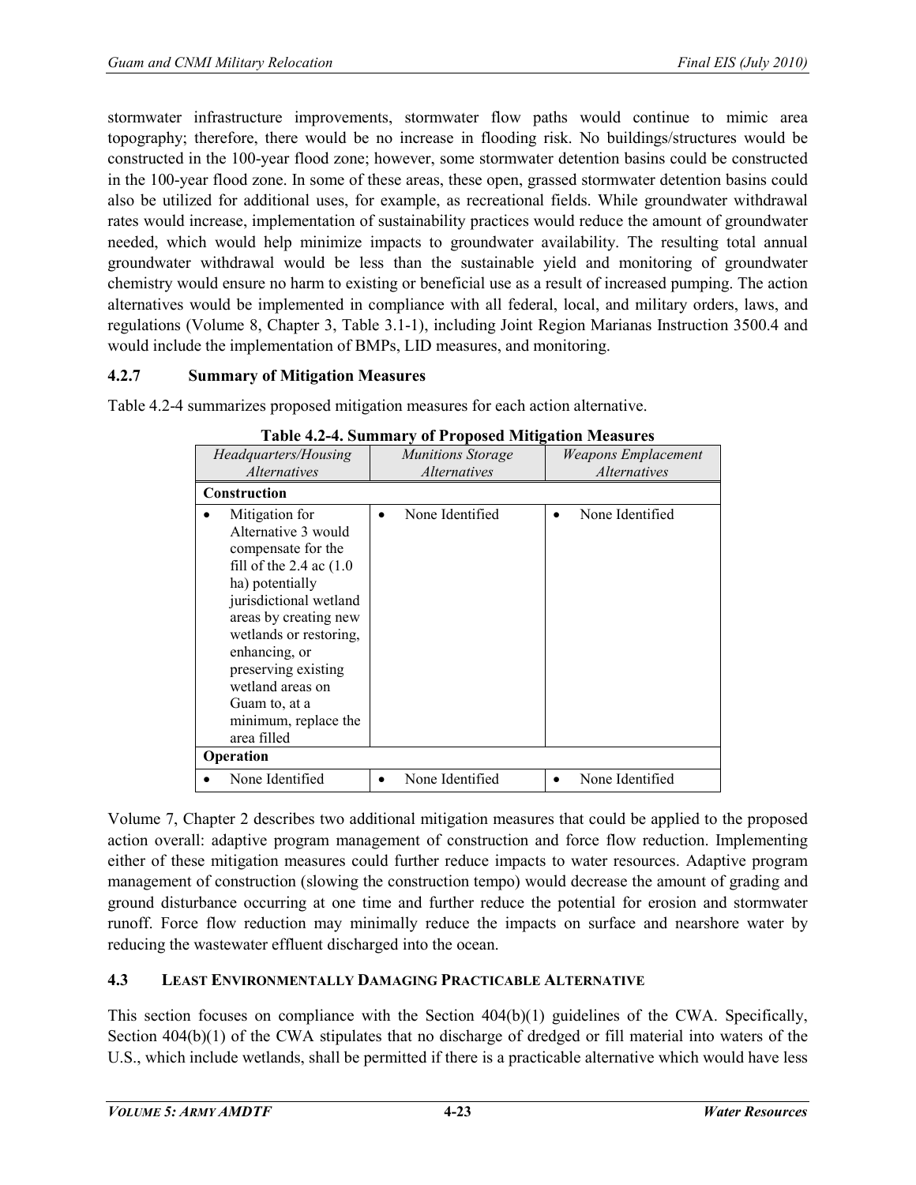stormwater infrastructure improvements, stormwater flow paths would continue to mimic area topography; therefore, there would be no increase in flooding risk. No buildings/structures would be constructed in the 100-year flood zone; however, some stormwater detention basins could be constructed in the 100-year flood zone. In some of these areas, these open, grassed stormwater detention basins could also be utilized for additional uses, for example, as recreational fields. While groundwater withdrawal rates would increase, implementation of sustainability practices would reduce the amount of groundwater needed, which would help minimize impacts to groundwater availability. The resulting total annual groundwater withdrawal would be less than the sustainable yield and monitoring of groundwater chemistry would ensure no harm to existing or beneficial use as a result of increased pumping. The action alternatives would be implemented in compliance with all federal, local, and military orders, laws, and regulations (Volume 8, Chapter 3, Table 3.1-1), including Joint Region Marianas Instruction 3500.4 and would include the implementation of BMPs, LID measures, and monitoring.

### 4.2.7 Summary of Mitigation Measures

Table 4.2-4 summarizes proposed mitigation measures for each action alternative.

**Table 4.2-4. Summary of Proposed Mitigation Measures**

| *Headquarters/Housing Alternatives* | *Munitions Storage Alternatives* | *Weapons Emplacement Alternatives* |
|---|---|---|
| **Construction** | | |
| • Mitigation for Alternative 3 would compensate for the fill of the 2.4 ac (1.0 ha) potentially jurisdictional wetland areas by creating new wetlands or restoring, enhancing, or preserving existing wetland areas on Guam to, at a minimum, replace the area filled | • None Identified | • None Identified |
| **Operation** | | |
| • None Identified | • None Identified | • None Identified |

Volume 7, Chapter 2 describes two additional mitigation measures that could be applied to the proposed action overall: adaptive program management of construction and force flow reduction. Implementing either of these mitigation measures could further reduce impacts to water resources. Adaptive program management of construction (slowing the construction tempo) would decrease the amount of grading and ground disturbance occurring at one time and further reduce the potential for erosion and stormwater runoff. Force flow reduction may minimally reduce the impacts on surface and nearshore water by reducing the wastewater effluent discharged into the ocean.

## 4.3 Least Environmentally Damaging Practicable Alternative

This section focuses on compliance with the Section 404(b)(1) guidelines of the CWA. Specifically, Section 404(b)(1) of the CWA stipulates that no discharge of dredged or fill material into waters of the U.S., which include wetlands, shall be permitted if there is a practicable alternative which would have less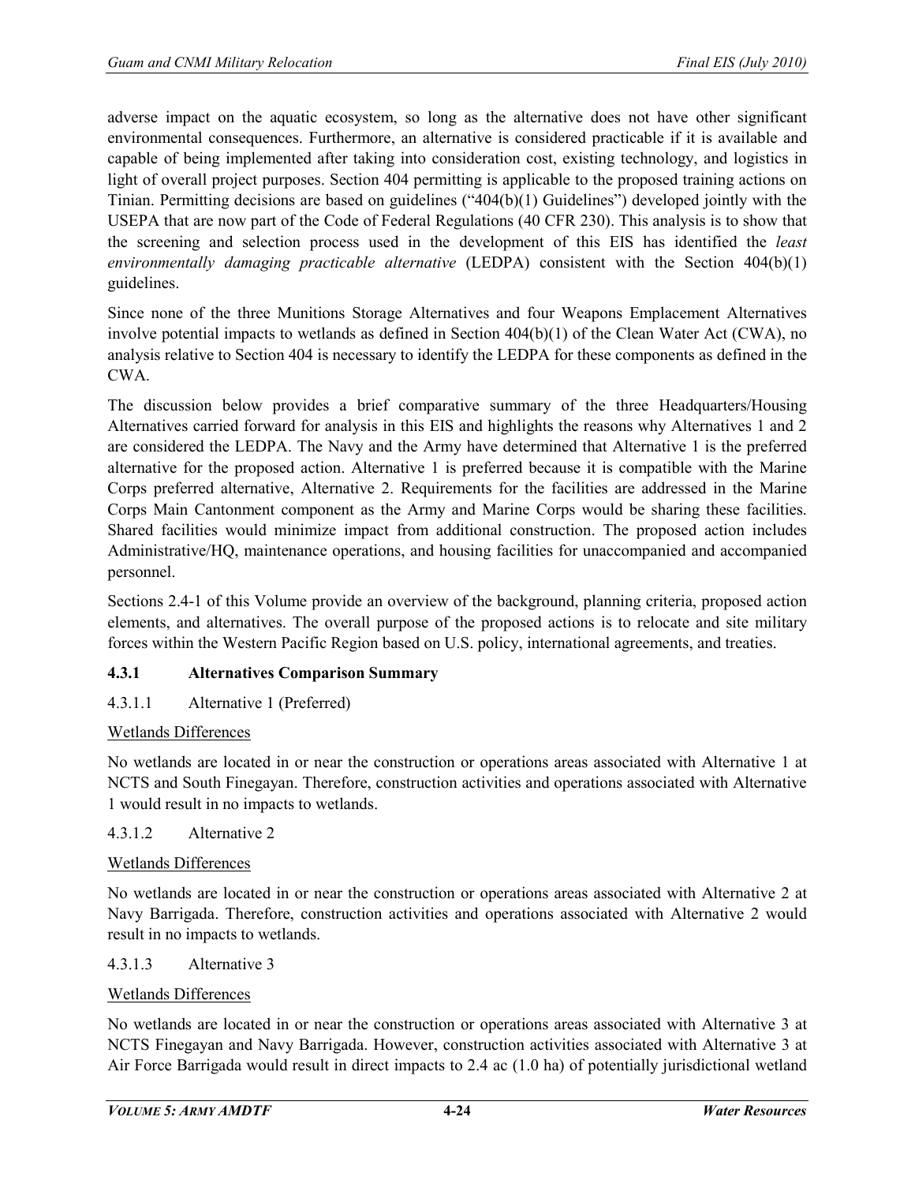adverse impact on the aquatic ecosystem, so long as the alternative does not have other significant environmental consequences. Furthermore, an alternative is considered practicable if it is available and capable of being implemented after taking into consideration cost, existing technology, and logistics in light of overall project purposes. Section 404 permitting is applicable to the proposed training actions on Tinian. Permitting decisions are based on guidelines ("404(b)(1) Guidelines") developed jointly with the USEPA that are now part of the Code of Federal Regulations (40 CFR 230). This analysis is to show that the screening and selection process used in the development of this EIS has identified the *least environmentally damaging practicable alternative* (LEDPA) consistent with the Section 404(b)(1) guidelines.

Since none of the three Munitions Storage Alternatives and four Weapons Emplacement Alternatives involve potential impacts to wetlands as defined in Section 404(b)(1) of the Clean Water Act (CWA), no analysis relative to Section 404 is necessary to identify the LEDPA for these components as defined in the CWA.

The discussion below provides a brief comparative summary of the three Headquarters/Housing Alternatives carried forward for analysis in this EIS and highlights the reasons why Alternatives 1 and 2 are considered the LEDPA. The Navy and the Army have determined that Alternative 1 is the preferred alternative for the proposed action. Alternative 1 is preferred because it is compatible with the Marine Corps preferred alternative, Alternative 2. Requirements for the facilities are addressed in the Marine Corps Main Cantonment component as the Army and Marine Corps would be sharing these facilities. Shared facilities would minimize impact from additional construction. The proposed action includes Administrative/HQ, maintenance operations, and housing facilities for unaccompanied and accompanied personnel.

Sections 2.4-1 of this Volume provide an overview of the background, planning criteria, proposed action elements, and alternatives. The overall purpose of the proposed actions is to relocate and site military forces within the Western Pacific Region based on U.S. policy, international agreements, and treaties.

### 4.3.1 Alternatives Comparison Summary

#### 4.3.1.1 Alternative 1 (Preferred)

Wetlands Differences

No wetlands are located in or near the construction or operations areas associated with Alternative 1 at NCTS and South Finegayan. Therefore, construction activities and operations associated with Alternative 1 would result in no impacts to wetlands.

#### 4.3.1.2 Alternative 2

Wetlands Differences

No wetlands are located in or near the construction or operations areas associated with Alternative 2 at Navy Barrigada. Therefore, construction activities and operations associated with Alternative 2 would result in no impacts to wetlands.

#### 4.3.1.3 Alternative 3

Wetlands Differences

No wetlands are located in or near the construction or operations areas associated with Alternative 3 at NCTS Finegayan and Navy Barrigada. However, construction activities associated with Alternative 3 at Air Force Barrigada would result in direct impacts to 2.4 ac (1.0 ha) of potentially jurisdictional wetland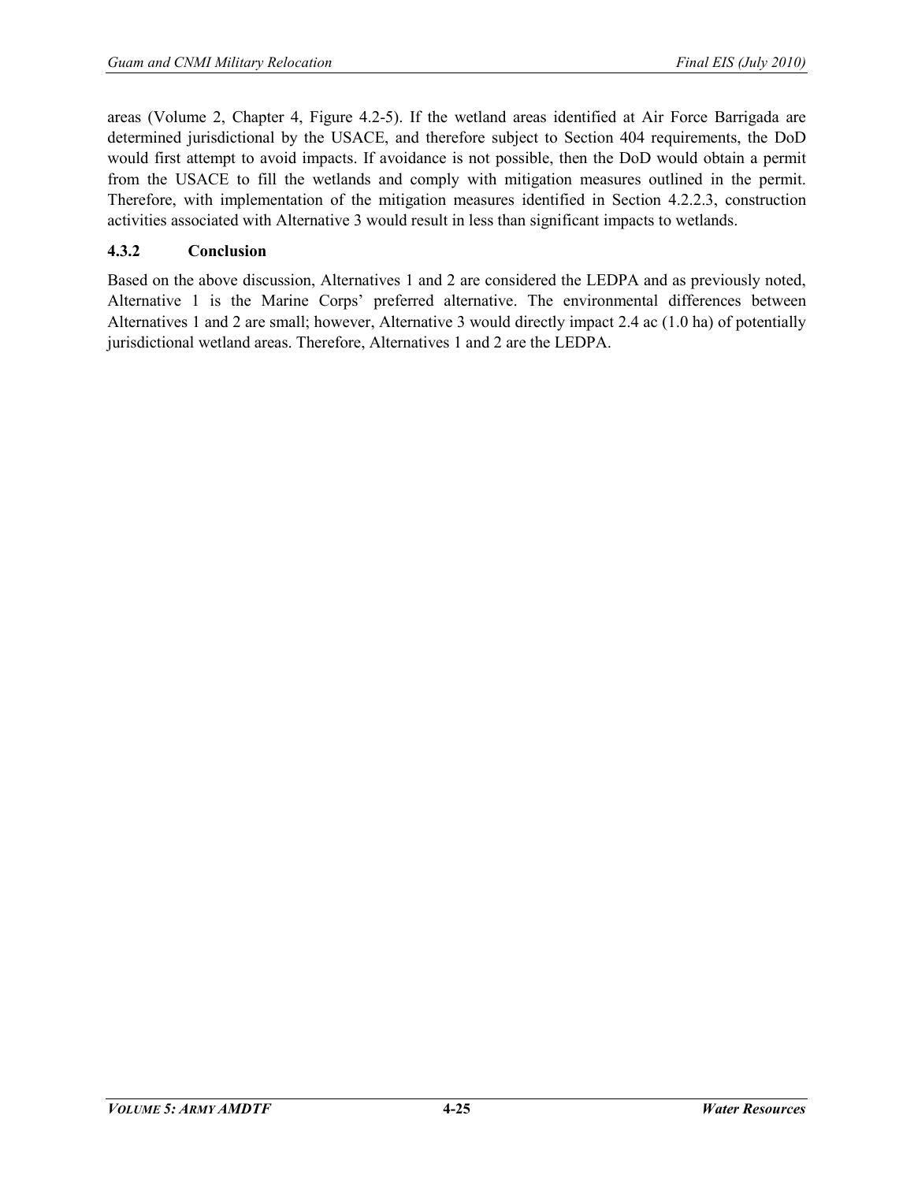areas (Volume 2, Chapter 4, Figure 4.2-5). If the wetland areas identified at Air Force Barrigada are determined jurisdictional by the USACE, and therefore subject to Section 404 requirements, the DoD would first attempt to avoid impacts. If avoidance is not possible, then the DoD would obtain a permit from the USACE to fill the wetlands and comply with mitigation measures outlined in the permit. Therefore, with implementation of the mitigation measures identified in Section 4.2.2.3, construction activities associated with Alternative 3 would result in less than significant impacts to wetlands.

### 4.3.2 Conclusion

Based on the above discussion, Alternatives 1 and 2 are considered the LEDPA and as previously noted, Alternative 1 is the Marine Corps' preferred alternative. The environmental differences between Alternatives 1 and 2 are small; however, Alternative 3 would directly impact 2.4 ac (1.0 ha) of potentially jurisdictional wetland areas. Therefore, Alternatives 1 and 2 are the LEDPA.